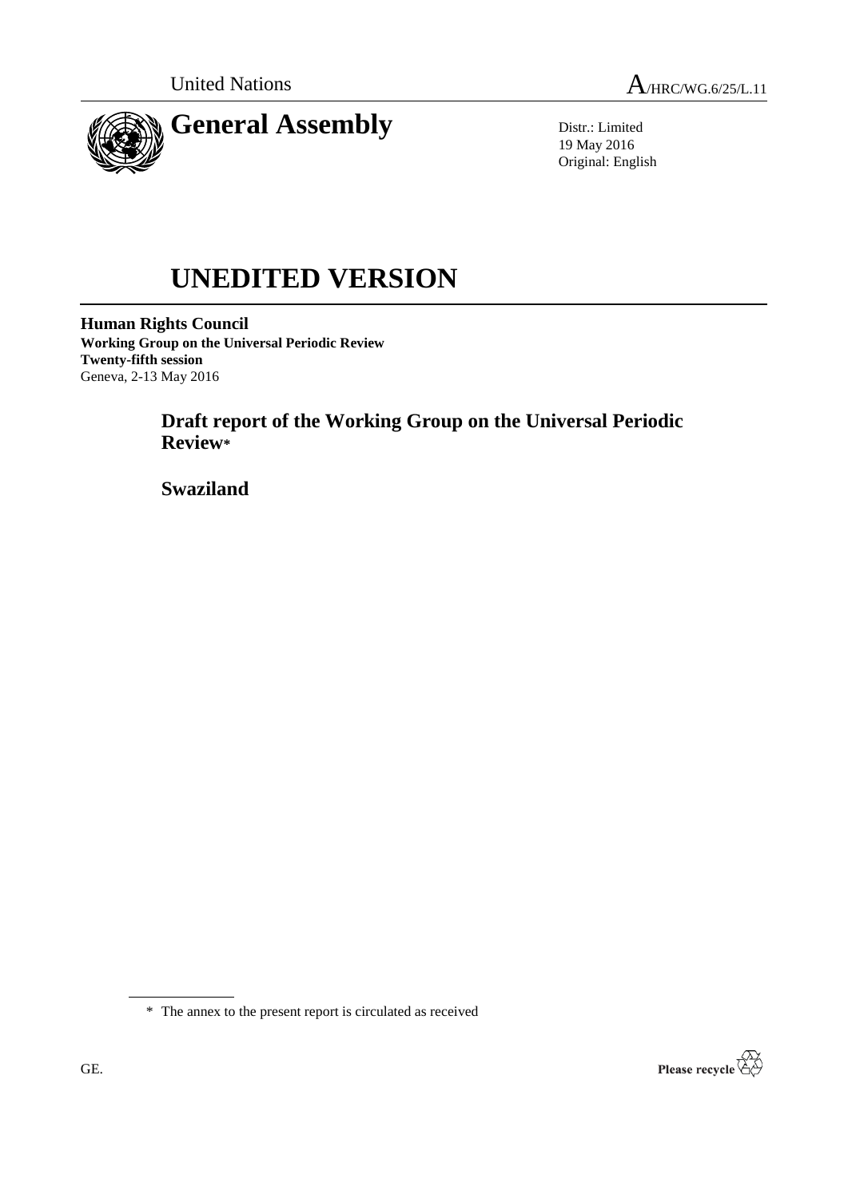United Nations A/HRC/WG.6/25/L.11

# General Assembly

Distr.: Limited
19 May 2016
Original: English

# UNEDITED VERSION

**Human Rights Council**
**Working Group on the Universal Periodic Review**
**Twenty-fifth session**
Geneva, 2-13 May 2016

## Draft report of the Working Group on the Universal Periodic Review*

## Swaziland

* The annex to the present report is circulated as received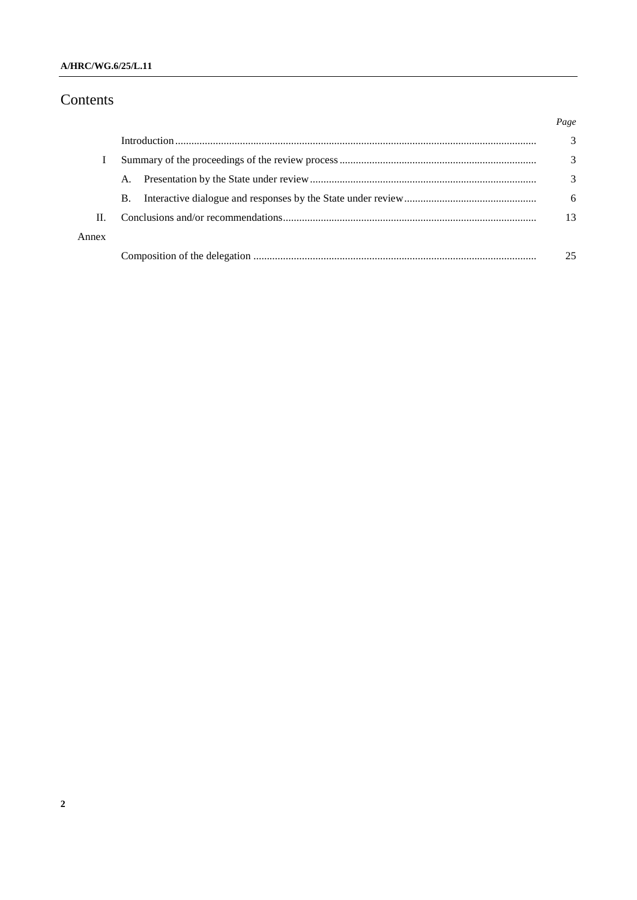# Contents

| | | Page |
|---|---|---|
| | Introduction | 3 |
| I | Summary of the proceedings of the review process | 3 |
| | A. Presentation by the State under review | 3 |
| | B. Interactive dialogue and responses by the State under review | 6 |
| II. | Conclusions and/or recommendations | 13 |
| Annex | | |
| | Composition of the delegation | 25 |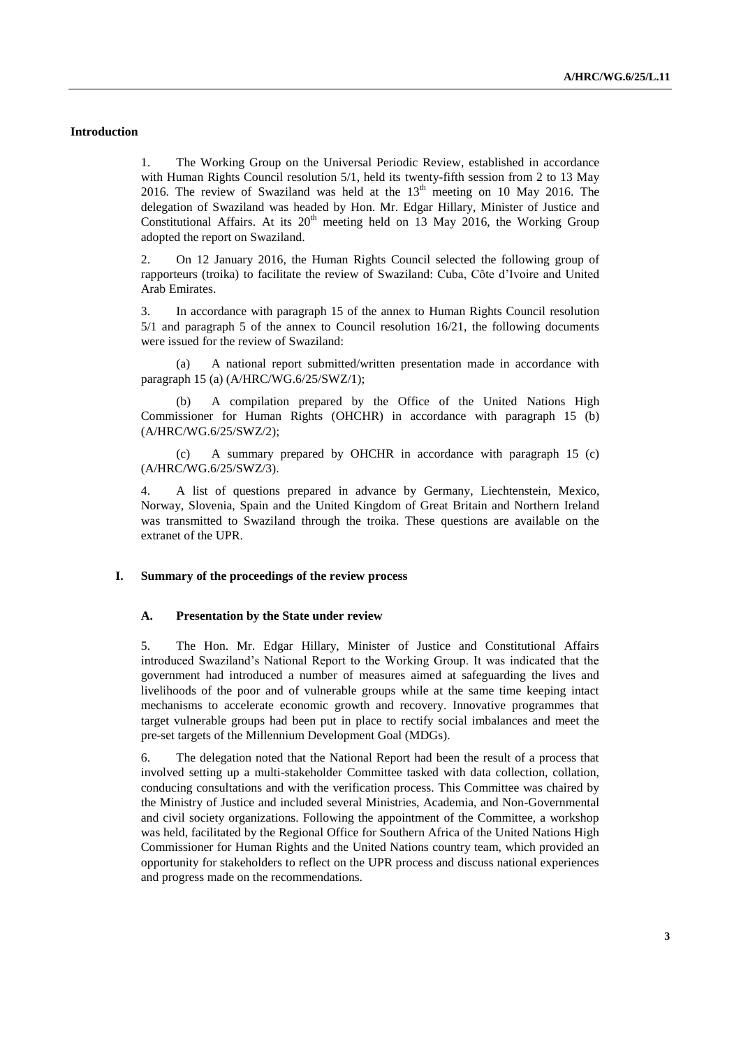## Introduction

1. The Working Group on the Universal Periodic Review, established in accordance with Human Rights Council resolution 5/1, held its twenty-fifth session from 2 to 13 May 2016. The review of Swaziland was held at the 13th meeting on 10 May 2016. The delegation of Swaziland was headed by Hon. Mr. Edgar Hillary, Minister of Justice and Constitutional Affairs. At its 20th meeting held on 13 May 2016, the Working Group adopted the report on Swaziland.

2. On 12 January 2016, the Human Rights Council selected the following group of rapporteurs (troika) to facilitate the review of Swaziland: Cuba, Côte d'Ivoire and United Arab Emirates.

3. In accordance with paragraph 15 of the annex to Human Rights Council resolution 5/1 and paragraph 5 of the annex to Council resolution 16/21, the following documents were issued for the review of Swaziland:

(a) A national report submitted/written presentation made in accordance with paragraph 15 (a) (A/HRC/WG.6/25/SWZ/1);

(b) A compilation prepared by the Office of the United Nations High Commissioner for Human Rights (OHCHR) in accordance with paragraph 15 (b) (A/HRC/WG.6/25/SWZ/2);

(c) A summary prepared by OHCHR in accordance with paragraph 15 (c) (A/HRC/WG.6/25/SWZ/3).

4. A list of questions prepared in advance by Germany, Liechtenstein, Mexico, Norway, Slovenia, Spain and the United Kingdom of Great Britain and Northern Ireland was transmitted to Swaziland through the troika. These questions are available on the extranet of the UPR.

## I. Summary of the proceedings of the review process

### A. Presentation by the State under review

5. The Hon. Mr. Edgar Hillary, Minister of Justice and Constitutional Affairs introduced Swaziland's National Report to the Working Group. It was indicated that the government had introduced a number of measures aimed at safeguarding the lives and livelihoods of the poor and of vulnerable groups while at the same time keeping intact mechanisms to accelerate economic growth and recovery. Innovative programmes that target vulnerable groups had been put in place to rectify social imbalances and meet the pre-set targets of the Millennium Development Goal (MDGs).

6. The delegation noted that the National Report had been the result of a process that involved setting up a multi-stakeholder Committee tasked with data collection, collation, conducing consultations and with the verification process. This Committee was chaired by the Ministry of Justice and included several Ministries, Academia, and Non-Governmental and civil society organizations. Following the appointment of the Committee, a workshop was held, facilitated by the Regional Office for Southern Africa of the United Nations High Commissioner for Human Rights and the United Nations country team, which provided an opportunity for stakeholders to reflect on the UPR process and discuss national experiences and progress made on the recommendations.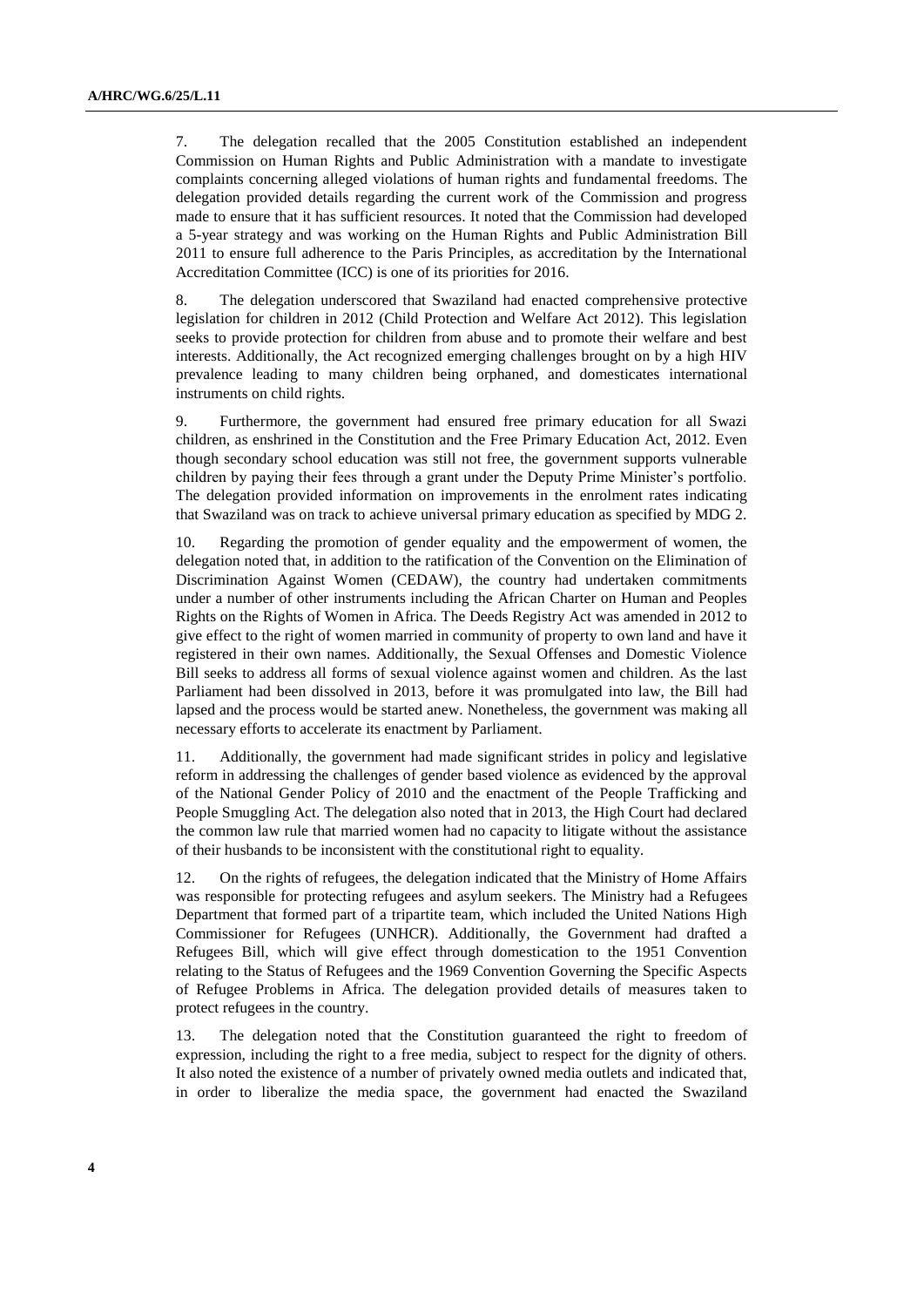7. The delegation recalled that the 2005 Constitution established an independent Commission on Human Rights and Public Administration with a mandate to investigate complaints concerning alleged violations of human rights and fundamental freedoms. The delegation provided details regarding the current work of the Commission and progress made to ensure that it has sufficient resources. It noted that the Commission had developed a 5-year strategy and was working on the Human Rights and Public Administration Bill 2011 to ensure full adherence to the Paris Principles, as accreditation by the International Accreditation Committee (ICC) is one of its priorities for 2016.

8. The delegation underscored that Swaziland had enacted comprehensive protective legislation for children in 2012 (Child Protection and Welfare Act 2012). This legislation seeks to provide protection for children from abuse and to promote their welfare and best interests. Additionally, the Act recognized emerging challenges brought on by a high HIV prevalence leading to many children being orphaned, and domesticates international instruments on child rights.

9. Furthermore, the government had ensured free primary education for all Swazi children, as enshrined in the Constitution and the Free Primary Education Act, 2012. Even though secondary school education was still not free, the government supports vulnerable children by paying their fees through a grant under the Deputy Prime Minister's portfolio. The delegation provided information on improvements in the enrolment rates indicating that Swaziland was on track to achieve universal primary education as specified by MDG 2.

10. Regarding the promotion of gender equality and the empowerment of women, the delegation noted that, in addition to the ratification of the Convention on the Elimination of Discrimination Against Women (CEDAW), the country had undertaken commitments under a number of other instruments including the African Charter on Human and Peoples Rights on the Rights of Women in Africa. The Deeds Registry Act was amended in 2012 to give effect to the right of women married in community of property to own land and have it registered in their own names. Additionally, the Sexual Offenses and Domestic Violence Bill seeks to address all forms of sexual violence against women and children. As the last Parliament had been dissolved in 2013, before it was promulgated into law, the Bill had lapsed and the process would be started anew. Nonetheless, the government was making all necessary efforts to accelerate its enactment by Parliament.

11. Additionally, the government had made significant strides in policy and legislative reform in addressing the challenges of gender based violence as evidenced by the approval of the National Gender Policy of 2010 and the enactment of the People Trafficking and People Smuggling Act. The delegation also noted that in 2013, the High Court had declared the common law rule that married women had no capacity to litigate without the assistance of their husbands to be inconsistent with the constitutional right to equality.

12. On the rights of refugees, the delegation indicated that the Ministry of Home Affairs was responsible for protecting refugees and asylum seekers. The Ministry had a Refugees Department that formed part of a tripartite team, which included the United Nations High Commissioner for Refugees (UNHCR). Additionally, the Government had drafted a Refugees Bill, which will give effect through domestication to the 1951 Convention relating to the Status of Refugees and the 1969 Convention Governing the Specific Aspects of Refugee Problems in Africa. The delegation provided details of measures taken to protect refugees in the country.

13. The delegation noted that the Constitution guaranteed the right to freedom of expression, including the right to a free media, subject to respect for the dignity of others. It also noted the existence of a number of privately owned media outlets and indicated that, in order to liberalize the media space, the government had enacted the Swaziland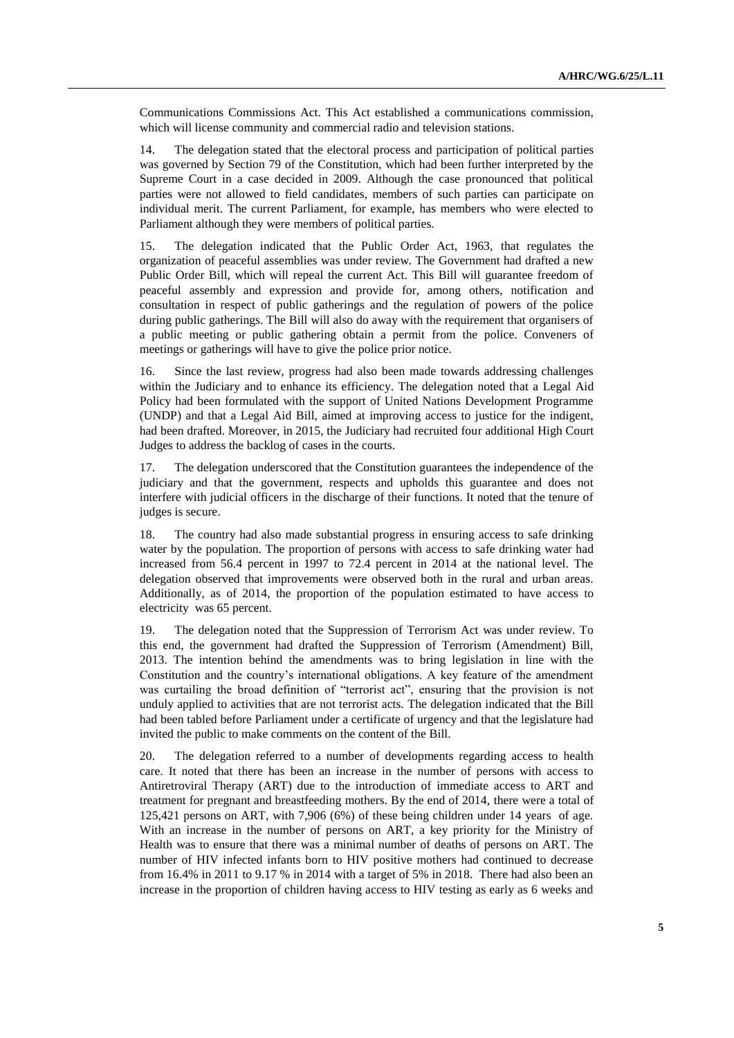Communications Commissions Act. This Act established a communications commission, which will license community and commercial radio and television stations.

14. The delegation stated that the electoral process and participation of political parties was governed by Section 79 of the Constitution, which had been further interpreted by the Supreme Court in a case decided in 2009. Although the case pronounced that political parties were not allowed to field candidates, members of such parties can participate on individual merit. The current Parliament, for example, has members who were elected to Parliament although they were members of political parties.

15. The delegation indicated that the Public Order Act, 1963, that regulates the organization of peaceful assemblies was under review. The Government had drafted a new Public Order Bill, which will repeal the current Act. This Bill will guarantee freedom of peaceful assembly and expression and provide for, among others, notification and consultation in respect of public gatherings and the regulation of powers of the police during public gatherings. The Bill will also do away with the requirement that organisers of a public meeting or public gathering obtain a permit from the police. Conveners of meetings or gatherings will have to give the police prior notice.

16. Since the last review, progress had also been made towards addressing challenges within the Judiciary and to enhance its efficiency. The delegation noted that a Legal Aid Policy had been formulated with the support of United Nations Development Programme (UNDP) and that a Legal Aid Bill, aimed at improving access to justice for the indigent, had been drafted. Moreover, in 2015, the Judiciary had recruited four additional High Court Judges to address the backlog of cases in the courts.

17. The delegation underscored that the Constitution guarantees the independence of the judiciary and that the government, respects and upholds this guarantee and does not interfere with judicial officers in the discharge of their functions. It noted that the tenure of judges is secure.

18. The country had also made substantial progress in ensuring access to safe drinking water by the population. The proportion of persons with access to safe drinking water had increased from 56.4 percent in 1997 to 72.4 percent in 2014 at the national level. The delegation observed that improvements were observed both in the rural and urban areas. Additionally, as of 2014, the proportion of the population estimated to have access to electricity was 65 percent.

19. The delegation noted that the Suppression of Terrorism Act was under review. To this end, the government had drafted the Suppression of Terrorism (Amendment) Bill, 2013. The intention behind the amendments was to bring legislation in line with the Constitution and the country's international obligations. A key feature of the amendment was curtailing the broad definition of "terrorist act", ensuring that the provision is not unduly applied to activities that are not terrorist acts. The delegation indicated that the Bill had been tabled before Parliament under a certificate of urgency and that the legislature had invited the public to make comments on the content of the Bill.

20. The delegation referred to a number of developments regarding access to health care. It noted that there has been an increase in the number of persons with access to Antiretroviral Therapy (ART) due to the introduction of immediate access to ART and treatment for pregnant and breastfeeding mothers. By the end of 2014, there were a total of 125,421 persons on ART, with 7,906 (6%) of these being children under 14 years of age. With an increase in the number of persons on ART, a key priority for the Ministry of Health was to ensure that there was a minimal number of deaths of persons on ART. The number of HIV infected infants born to HIV positive mothers had continued to decrease from 16.4% in 2011 to 9.17 % in 2014 with a target of 5% in 2018. There had also been an increase in the proportion of children having access to HIV testing as early as 6 weeks and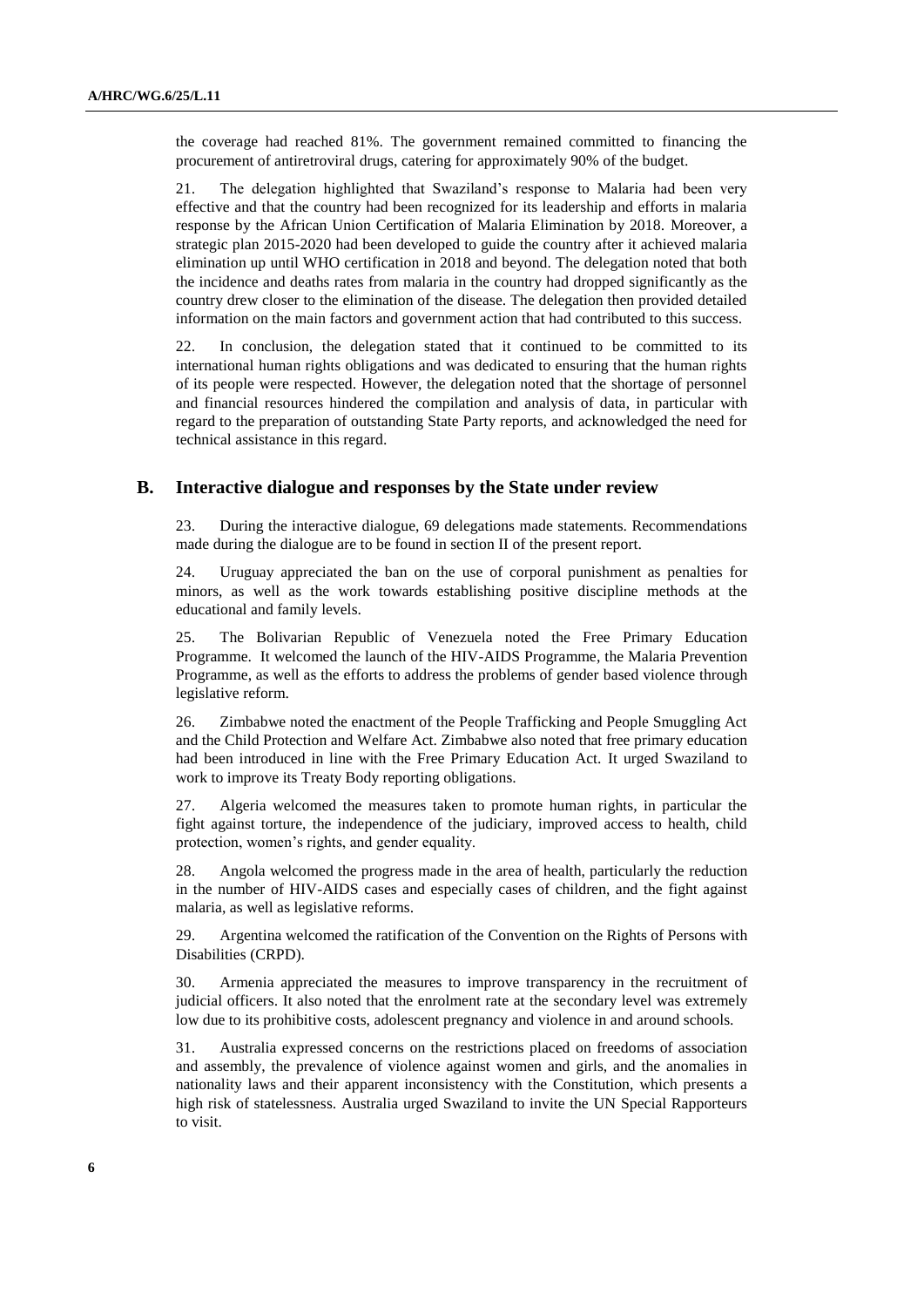the coverage had reached 81%. The government remained committed to financing the procurement of antiretroviral drugs, catering for approximately 90% of the budget.

21. The delegation highlighted that Swaziland's response to Malaria had been very effective and that the country had been recognized for its leadership and efforts in malaria response by the African Union Certification of Malaria Elimination by 2018. Moreover, a strategic plan 2015-2020 had been developed to guide the country after it achieved malaria elimination up until WHO certification in 2018 and beyond. The delegation noted that both the incidence and deaths rates from malaria in the country had dropped significantly as the country drew closer to the elimination of the disease. The delegation then provided detailed information on the main factors and government action that had contributed to this success.

22. In conclusion, the delegation stated that it continued to be committed to its international human rights obligations and was dedicated to ensuring that the human rights of its people were respected. However, the delegation noted that the shortage of personnel and financial resources hindered the compilation and analysis of data, in particular with regard to the preparation of outstanding State Party reports, and acknowledged the need for technical assistance in this regard.

## B. Interactive dialogue and responses by the State under review

23. During the interactive dialogue, 69 delegations made statements. Recommendations made during the dialogue are to be found in section II of the present report.

24. Uruguay appreciated the ban on the use of corporal punishment as penalties for minors, as well as the work towards establishing positive discipline methods at the educational and family levels.

25. The Bolivarian Republic of Venezuela noted the Free Primary Education Programme. It welcomed the launch of the HIV-AIDS Programme, the Malaria Prevention Programme, as well as the efforts to address the problems of gender based violence through legislative reform.

26. Zimbabwe noted the enactment of the People Trafficking and People Smuggling Act and the Child Protection and Welfare Act. Zimbabwe also noted that free primary education had been introduced in line with the Free Primary Education Act. It urged Swaziland to work to improve its Treaty Body reporting obligations.

27. Algeria welcomed the measures taken to promote human rights, in particular the fight against torture, the independence of the judiciary, improved access to health, child protection, women's rights, and gender equality.

28. Angola welcomed the progress made in the area of health, particularly the reduction in the number of HIV-AIDS cases and especially cases of children, and the fight against malaria, as well as legislative reforms.

29. Argentina welcomed the ratification of the Convention on the Rights of Persons with Disabilities (CRPD).

30. Armenia appreciated the measures to improve transparency in the recruitment of judicial officers. It also noted that the enrolment rate at the secondary level was extremely low due to its prohibitive costs, adolescent pregnancy and violence in and around schools.

31. Australia expressed concerns on the restrictions placed on freedoms of association and assembly, the prevalence of violence against women and girls, and the anomalies in nationality laws and their apparent inconsistency with the Constitution, which presents a high risk of statelessness. Australia urged Swaziland to invite the UN Special Rapporteurs to visit.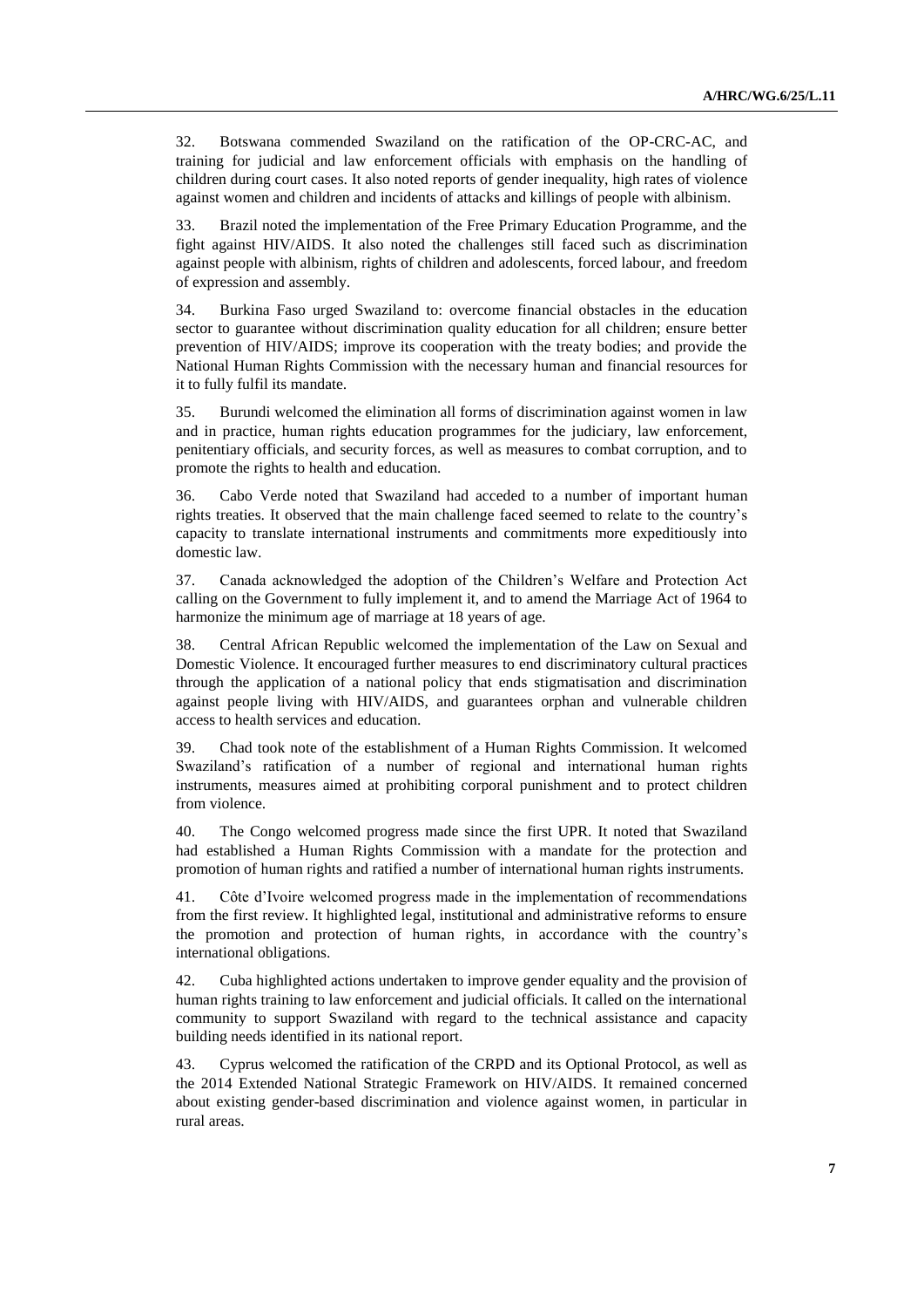32. Botswana commended Swaziland on the ratification of the OP-CRC-AC, and training for judicial and law enforcement officials with emphasis on the handling of children during court cases. It also noted reports of gender inequality, high rates of violence against women and children and incidents of attacks and killings of people with albinism.

33. Brazil noted the implementation of the Free Primary Education Programme, and the fight against HIV/AIDS. It also noted the challenges still faced such as discrimination against people with albinism, rights of children and adolescents, forced labour, and freedom of expression and assembly.

34. Burkina Faso urged Swaziland to: overcome financial obstacles in the education sector to guarantee without discrimination quality education for all children; ensure better prevention of HIV/AIDS; improve its cooperation with the treaty bodies; and provide the National Human Rights Commission with the necessary human and financial resources for it to fully fulfil its mandate.

35. Burundi welcomed the elimination all forms of discrimination against women in law and in practice, human rights education programmes for the judiciary, law enforcement, penitentiary officials, and security forces, as well as measures to combat corruption, and to promote the rights to health and education.

36. Cabo Verde noted that Swaziland had acceded to a number of important human rights treaties. It observed that the main challenge faced seemed to relate to the country's capacity to translate international instruments and commitments more expeditiously into domestic law.

37. Canada acknowledged the adoption of the Children's Welfare and Protection Act calling on the Government to fully implement it, and to amend the Marriage Act of 1964 to harmonize the minimum age of marriage at 18 years of age.

38. Central African Republic welcomed the implementation of the Law on Sexual and Domestic Violence. It encouraged further measures to end discriminatory cultural practices through the application of a national policy that ends stigmatisation and discrimination against people living with HIV/AIDS, and guarantees orphan and vulnerable children access to health services and education.

39. Chad took note of the establishment of a Human Rights Commission. It welcomed Swaziland's ratification of a number of regional and international human rights instruments, measures aimed at prohibiting corporal punishment and to protect children from violence.

40. The Congo welcomed progress made since the first UPR. It noted that Swaziland had established a Human Rights Commission with a mandate for the protection and promotion of human rights and ratified a number of international human rights instruments.

41. Côte d'Ivoire welcomed progress made in the implementation of recommendations from the first review. It highlighted legal, institutional and administrative reforms to ensure the promotion and protection of human rights, in accordance with the country's international obligations.

42. Cuba highlighted actions undertaken to improve gender equality and the provision of human rights training to law enforcement and judicial officials. It called on the international community to support Swaziland with regard to the technical assistance and capacity building needs identified in its national report.

43. Cyprus welcomed the ratification of the CRPD and its Optional Protocol, as well as the 2014 Extended National Strategic Framework on HIV/AIDS. It remained concerned about existing gender-based discrimination and violence against women, in particular in rural areas.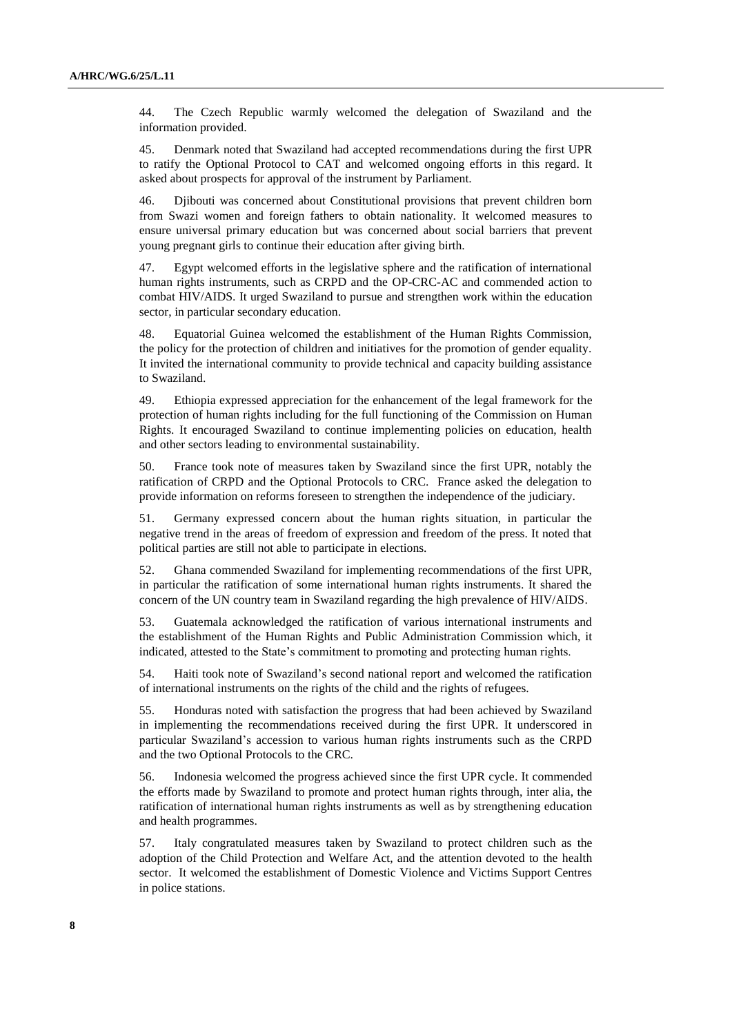44. The Czech Republic warmly welcomed the delegation of Swaziland and the information provided.

45. Denmark noted that Swaziland had accepted recommendations during the first UPR to ratify the Optional Protocol to CAT and welcomed ongoing efforts in this regard. It asked about prospects for approval of the instrument by Parliament.

46. Djibouti was concerned about Constitutional provisions that prevent children born from Swazi women and foreign fathers to obtain nationality. It welcomed measures to ensure universal primary education but was concerned about social barriers that prevent young pregnant girls to continue their education after giving birth.

47. Egypt welcomed efforts in the legislative sphere and the ratification of international human rights instruments, such as CRPD and the OP-CRC-AC and commended action to combat HIV/AIDS. It urged Swaziland to pursue and strengthen work within the education sector, in particular secondary education.

48. Equatorial Guinea welcomed the establishment of the Human Rights Commission, the policy for the protection of children and initiatives for the promotion of gender equality. It invited the international community to provide technical and capacity building assistance to Swaziland.

49. Ethiopia expressed appreciation for the enhancement of the legal framework for the protection of human rights including for the full functioning of the Commission on Human Rights. It encouraged Swaziland to continue implementing policies on education, health and other sectors leading to environmental sustainability.

50. France took note of measures taken by Swaziland since the first UPR, notably the ratification of CRPD and the Optional Protocols to CRC. France asked the delegation to provide information on reforms foreseen to strengthen the independence of the judiciary.

51. Germany expressed concern about the human rights situation, in particular the negative trend in the areas of freedom of expression and freedom of the press. It noted that political parties are still not able to participate in elections.

52. Ghana commended Swaziland for implementing recommendations of the first UPR, in particular the ratification of some international human rights instruments. It shared the concern of the UN country team in Swaziland regarding the high prevalence of HIV/AIDS.

53. Guatemala acknowledged the ratification of various international instruments and the establishment of the Human Rights and Public Administration Commission which, it indicated, attested to the State's commitment to promoting and protecting human rights.

54. Haiti took note of Swaziland's second national report and welcomed the ratification of international instruments on the rights of the child and the rights of refugees.

55. Honduras noted with satisfaction the progress that had been achieved by Swaziland in implementing the recommendations received during the first UPR. It underscored in particular Swaziland's accession to various human rights instruments such as the CRPD and the two Optional Protocols to the CRC.

56. Indonesia welcomed the progress achieved since the first UPR cycle. It commended the efforts made by Swaziland to promote and protect human rights through, inter alia, the ratification of international human rights instruments as well as by strengthening education and health programmes.

57. Italy congratulated measures taken by Swaziland to protect children such as the adoption of the Child Protection and Welfare Act, and the attention devoted to the health sector. It welcomed the establishment of Domestic Violence and Victims Support Centres in police stations.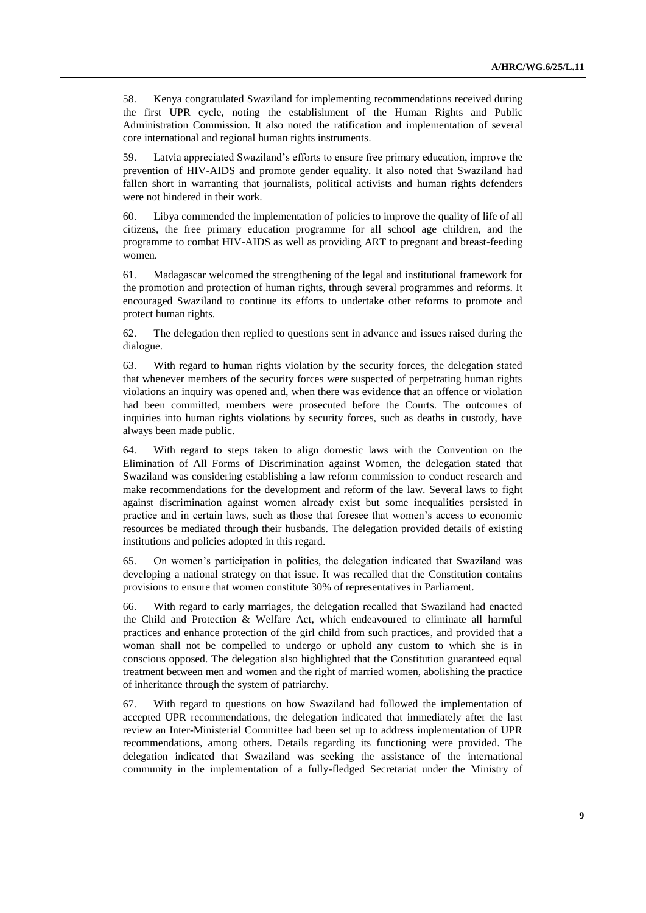58. Kenya congratulated Swaziland for implementing recommendations received during the first UPR cycle, noting the establishment of the Human Rights and Public Administration Commission. It also noted the ratification and implementation of several core international and regional human rights instruments.

59. Latvia appreciated Swaziland's efforts to ensure free primary education, improve the prevention of HIV-AIDS and promote gender equality. It also noted that Swaziland had fallen short in warranting that journalists, political activists and human rights defenders were not hindered in their work.

60. Libya commended the implementation of policies to improve the quality of life of all citizens, the free primary education programme for all school age children, and the programme to combat HIV-AIDS as well as providing ART to pregnant and breast-feeding women.

61. Madagascar welcomed the strengthening of the legal and institutional framework for the promotion and protection of human rights, through several programmes and reforms. It encouraged Swaziland to continue its efforts to undertake other reforms to promote and protect human rights.

62. The delegation then replied to questions sent in advance and issues raised during the dialogue.

63. With regard to human rights violation by the security forces, the delegation stated that whenever members of the security forces were suspected of perpetrating human rights violations an inquiry was opened and, when there was evidence that an offence or violation had been committed, members were prosecuted before the Courts. The outcomes of inquiries into human rights violations by security forces, such as deaths in custody, have always been made public.

64. With regard to steps taken to align domestic laws with the Convention on the Elimination of All Forms of Discrimination against Women, the delegation stated that Swaziland was considering establishing a law reform commission to conduct research and make recommendations for the development and reform of the law. Several laws to fight against discrimination against women already exist but some inequalities persisted in practice and in certain laws, such as those that foresee that women's access to economic resources be mediated through their husbands. The delegation provided details of existing institutions and policies adopted in this regard.

65. On women's participation in politics, the delegation indicated that Swaziland was developing a national strategy on that issue. It was recalled that the Constitution contains provisions to ensure that women constitute 30% of representatives in Parliament.

66. With regard to early marriages, the delegation recalled that Swaziland had enacted the Child and Protection & Welfare Act, which endeavoured to eliminate all harmful practices and enhance protection of the girl child from such practices, and provided that a woman shall not be compelled to undergo or uphold any custom to which she is in conscious opposed. The delegation also highlighted that the Constitution guaranteed equal treatment between men and women and the right of married women, abolishing the practice of inheritance through the system of patriarchy.

67. With regard to questions on how Swaziland had followed the implementation of accepted UPR recommendations, the delegation indicated that immediately after the last review an Inter-Ministerial Committee had been set up to address implementation of UPR recommendations, among others. Details regarding its functioning were provided. The delegation indicated that Swaziland was seeking the assistance of the international community in the implementation of a fully-fledged Secretariat under the Ministry of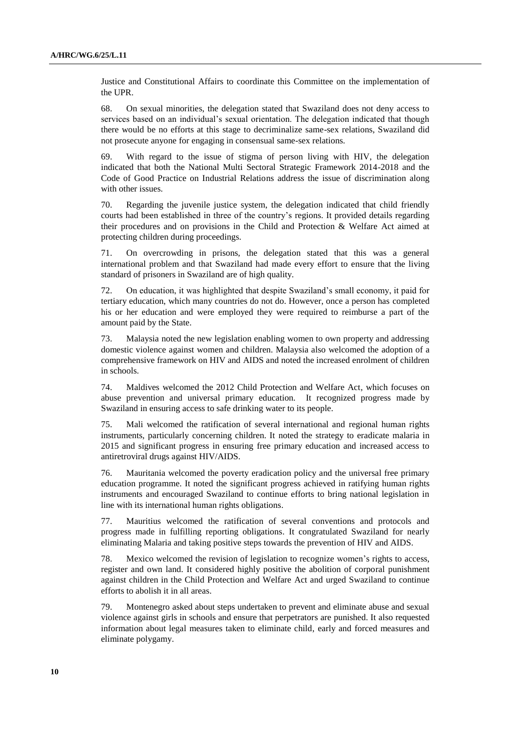Justice and Constitutional Affairs to coordinate this Committee on the implementation of the UPR.

68. On sexual minorities, the delegation stated that Swaziland does not deny access to services based on an individual's sexual orientation. The delegation indicated that though there would be no efforts at this stage to decriminalize same-sex relations, Swaziland did not prosecute anyone for engaging in consensual same-sex relations.

69. With regard to the issue of stigma of person living with HIV, the delegation indicated that both the National Multi Sectoral Strategic Framework 2014-2018 and the Code of Good Practice on Industrial Relations address the issue of discrimination along with other issues.

70. Regarding the juvenile justice system, the delegation indicated that child friendly courts had been established in three of the country's regions. It provided details regarding their procedures and on provisions in the Child and Protection & Welfare Act aimed at protecting children during proceedings.

71. On overcrowding in prisons, the delegation stated that this was a general international problem and that Swaziland had made every effort to ensure that the living standard of prisoners in Swaziland are of high quality.

72. On education, it was highlighted that despite Swaziland's small economy, it paid for tertiary education, which many countries do not do. However, once a person has completed his or her education and were employed they were required to reimburse a part of the amount paid by the State.

73. Malaysia noted the new legislation enabling women to own property and addressing domestic violence against women and children. Malaysia also welcomed the adoption of a comprehensive framework on HIV and AIDS and noted the increased enrolment of children in schools.

74. Maldives welcomed the 2012 Child Protection and Welfare Act, which focuses on abuse prevention and universal primary education. It recognized progress made by Swaziland in ensuring access to safe drinking water to its people.

75. Mali welcomed the ratification of several international and regional human rights instruments, particularly concerning children. It noted the strategy to eradicate malaria in 2015 and significant progress in ensuring free primary education and increased access to antiretroviral drugs against HIV/AIDS.

76. Mauritania welcomed the poverty eradication policy and the universal free primary education programme. It noted the significant progress achieved in ratifying human rights instruments and encouraged Swaziland to continue efforts to bring national legislation in line with its international human rights obligations.

77. Mauritius welcomed the ratification of several conventions and protocols and progress made in fulfilling reporting obligations. It congratulated Swaziland for nearly eliminating Malaria and taking positive steps towards the prevention of HIV and AIDS.

78. Mexico welcomed the revision of legislation to recognize women's rights to access, register and own land. It considered highly positive the abolition of corporal punishment against children in the Child Protection and Welfare Act and urged Swaziland to continue efforts to abolish it in all areas.

79. Montenegro asked about steps undertaken to prevent and eliminate abuse and sexual violence against girls in schools and ensure that perpetrators are punished. It also requested information about legal measures taken to eliminate child, early and forced measures and eliminate polygamy.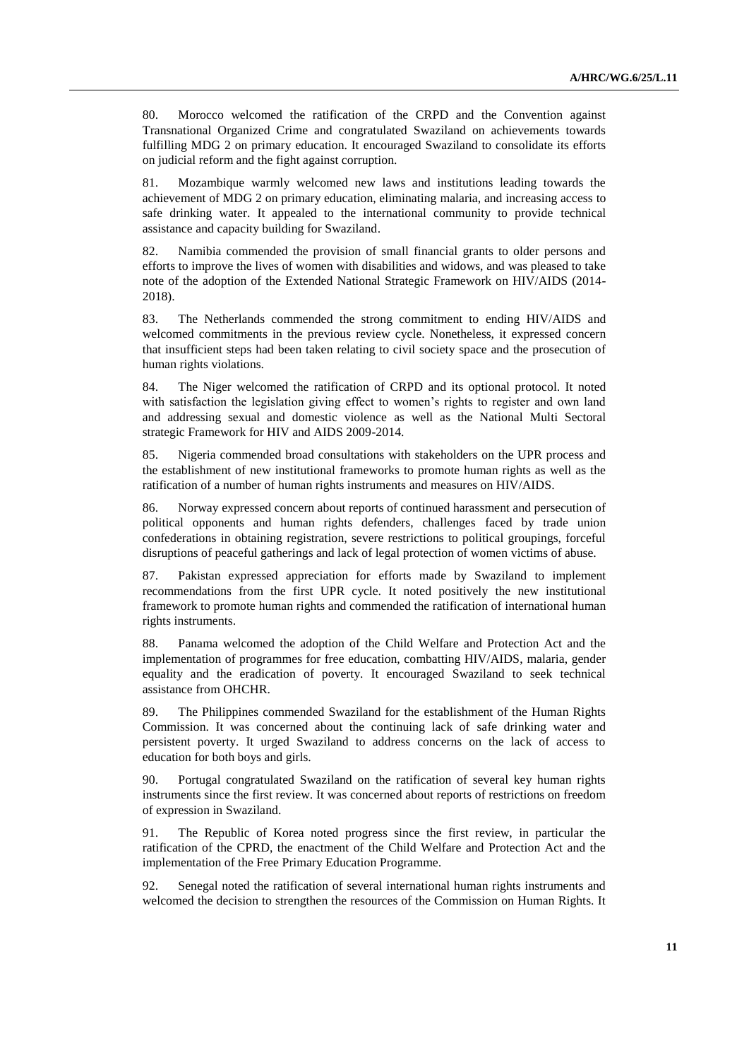80. Morocco welcomed the ratification of the CRPD and the Convention against Transnational Organized Crime and congratulated Swaziland on achievements towards fulfilling MDG 2 on primary education. It encouraged Swaziland to consolidate its efforts on judicial reform and the fight against corruption.

81. Mozambique warmly welcomed new laws and institutions leading towards the achievement of MDG 2 on primary education, eliminating malaria, and increasing access to safe drinking water. It appealed to the international community to provide technical assistance and capacity building for Swaziland.

82. Namibia commended the provision of small financial grants to older persons and efforts to improve the lives of women with disabilities and widows, and was pleased to take note of the adoption of the Extended National Strategic Framework on HIV/AIDS (2014-2018).

83. The Netherlands commended the strong commitment to ending HIV/AIDS and welcomed commitments in the previous review cycle. Nonetheless, it expressed concern that insufficient steps had been taken relating to civil society space and the prosecution of human rights violations.

84. The Niger welcomed the ratification of CRPD and its optional protocol. It noted with satisfaction the legislation giving effect to women's rights to register and own land and addressing sexual and domestic violence as well as the National Multi Sectoral strategic Framework for HIV and AIDS 2009-2014.

85. Nigeria commended broad consultations with stakeholders on the UPR process and the establishment of new institutional frameworks to promote human rights as well as the ratification of a number of human rights instruments and measures on HIV/AIDS.

86. Norway expressed concern about reports of continued harassment and persecution of political opponents and human rights defenders, challenges faced by trade union confederations in obtaining registration, severe restrictions to political groupings, forceful disruptions of peaceful gatherings and lack of legal protection of women victims of abuse.

87. Pakistan expressed appreciation for efforts made by Swaziland to implement recommendations from the first UPR cycle. It noted positively the new institutional framework to promote human rights and commended the ratification of international human rights instruments.

88. Panama welcomed the adoption of the Child Welfare and Protection Act and the implementation of programmes for free education, combatting HIV/AIDS, malaria, gender equality and the eradication of poverty. It encouraged Swaziland to seek technical assistance from OHCHR.

89. The Philippines commended Swaziland for the establishment of the Human Rights Commission. It was concerned about the continuing lack of safe drinking water and persistent poverty. It urged Swaziland to address concerns on the lack of access to education for both boys and girls.

90. Portugal congratulated Swaziland on the ratification of several key human rights instruments since the first review. It was concerned about reports of restrictions on freedom of expression in Swaziland.

91. The Republic of Korea noted progress since the first review, in particular the ratification of the CPRD, the enactment of the Child Welfare and Protection Act and the implementation of the Free Primary Education Programme.

92. Senegal noted the ratification of several international human rights instruments and welcomed the decision to strengthen the resources of the Commission on Human Rights. It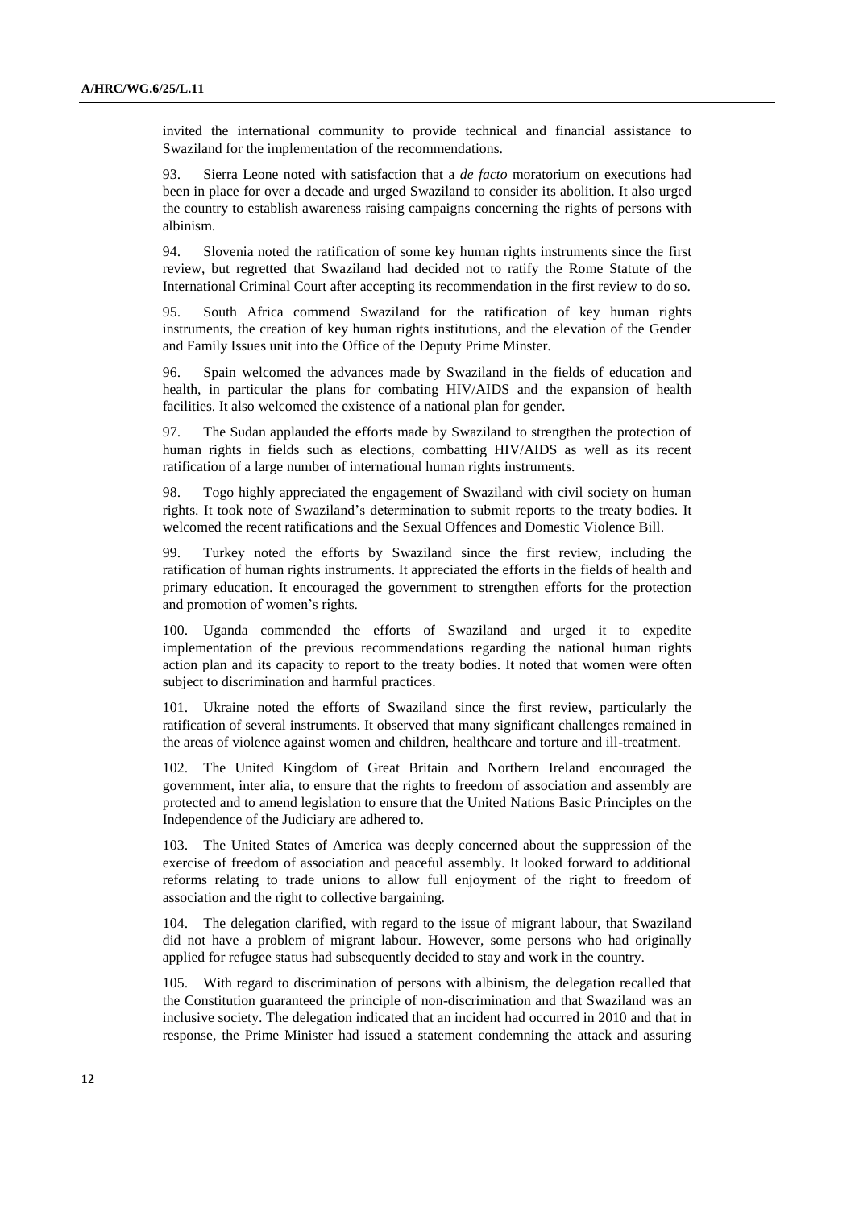invited the international community to provide technical and financial assistance to Swaziland for the implementation of the recommendations.

93. Sierra Leone noted with satisfaction that a *de facto* moratorium on executions had been in place for over a decade and urged Swaziland to consider its abolition. It also urged the country to establish awareness raising campaigns concerning the rights of persons with albinism.

94. Slovenia noted the ratification of some key human rights instruments since the first review, but regretted that Swaziland had decided not to ratify the Rome Statute of the International Criminal Court after accepting its recommendation in the first review to do so.

95. South Africa commend Swaziland for the ratification of key human rights instruments, the creation of key human rights institutions, and the elevation of the Gender and Family Issues unit into the Office of the Deputy Prime Minster.

96. Spain welcomed the advances made by Swaziland in the fields of education and health, in particular the plans for combating HIV/AIDS and the expansion of health facilities. It also welcomed the existence of a national plan for gender.

97. The Sudan applauded the efforts made by Swaziland to strengthen the protection of human rights in fields such as elections, combatting HIV/AIDS as well as its recent ratification of a large number of international human rights instruments.

98. Togo highly appreciated the engagement of Swaziland with civil society on human rights. It took note of Swaziland's determination to submit reports to the treaty bodies. It welcomed the recent ratifications and the Sexual Offences and Domestic Violence Bill.

99. Turkey noted the efforts by Swaziland since the first review, including the ratification of human rights instruments. It appreciated the efforts in the fields of health and primary education. It encouraged the government to strengthen efforts for the protection and promotion of women's rights.

100. Uganda commended the efforts of Swaziland and urged it to expedite implementation of the previous recommendations regarding the national human rights action plan and its capacity to report to the treaty bodies. It noted that women were often subject to discrimination and harmful practices.

101. Ukraine noted the efforts of Swaziland since the first review, particularly the ratification of several instruments. It observed that many significant challenges remained in the areas of violence against women and children, healthcare and torture and ill-treatment.

102. The United Kingdom of Great Britain and Northern Ireland encouraged the government, inter alia, to ensure that the rights to freedom of association and assembly are protected and to amend legislation to ensure that the United Nations Basic Principles on the Independence of the Judiciary are adhered to.

103. The United States of America was deeply concerned about the suppression of the exercise of freedom of association and peaceful assembly. It looked forward to additional reforms relating to trade unions to allow full enjoyment of the right to freedom of association and the right to collective bargaining.

104. The delegation clarified, with regard to the issue of migrant labour, that Swaziland did not have a problem of migrant labour. However, some persons who had originally applied for refugee status had subsequently decided to stay and work in the country.

105. With regard to discrimination of persons with albinism, the delegation recalled that the Constitution guaranteed the principle of non-discrimination and that Swaziland was an inclusive society. The delegation indicated that an incident had occurred in 2010 and that in response, the Prime Minister had issued a statement condemning the attack and assuring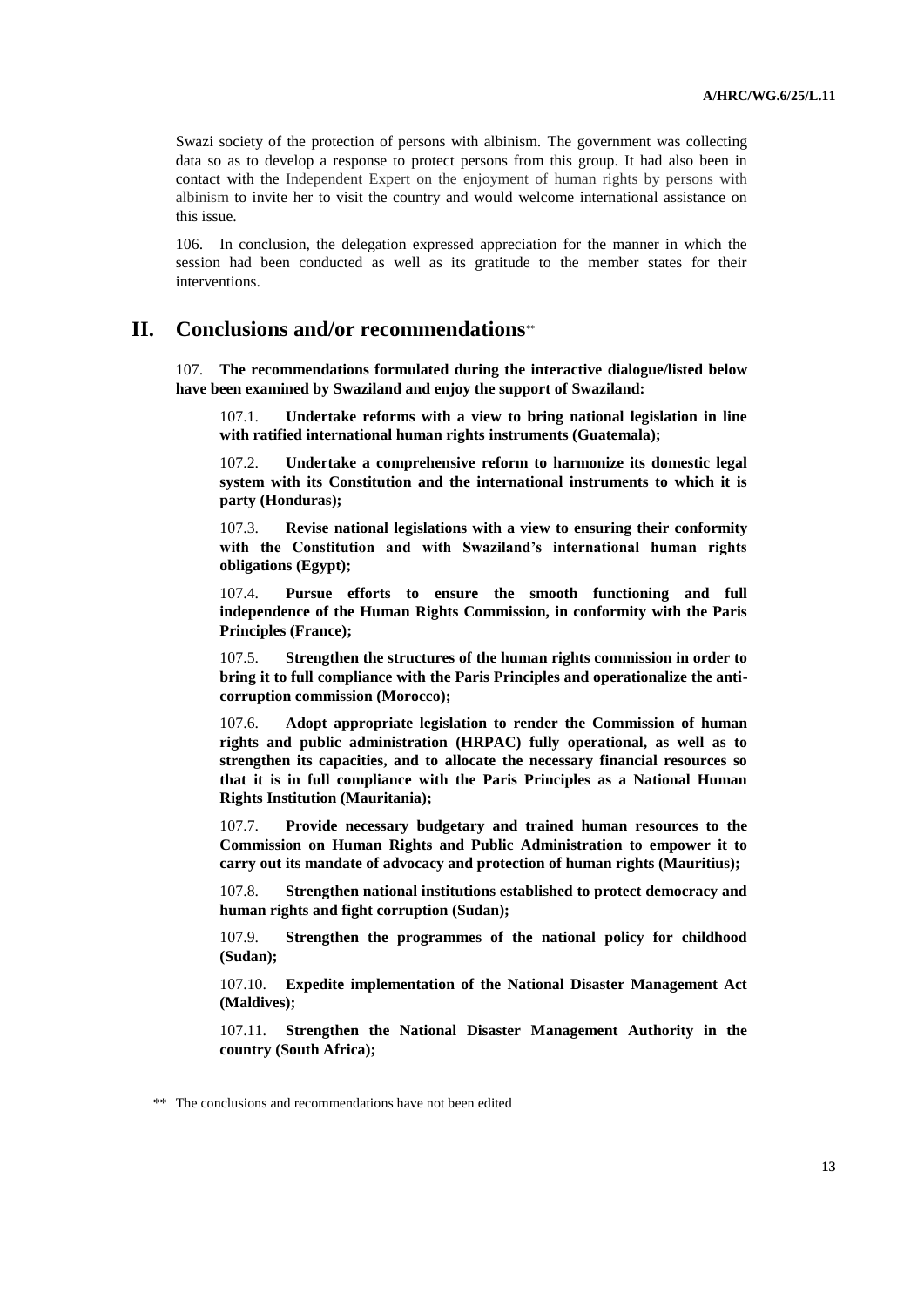Swazi society of the protection of persons with albinism. The government was collecting data so as to develop a response to protect persons from this group. It had also been in contact with the Independent Expert on the enjoyment of human rights by persons with albinism to invite her to visit the country and would welcome international assistance on this issue.

106. In conclusion, the delegation expressed appreciation for the manner in which the session had been conducted as well as its gratitude to the member states for their interventions.

# II. Conclusions and/or recommendations**

107. **The recommendations formulated during the interactive dialogue/listed below have been examined by Swaziland and enjoy the support of Swaziland:**

107.1. **Undertake reforms with a view to bring national legislation in line with ratified international human rights instruments (Guatemala);**

107.2. **Undertake a comprehensive reform to harmonize its domestic legal system with its Constitution and the international instruments to which it is party (Honduras);**

107.3. **Revise national legislations with a view to ensuring their conformity with the Constitution and with Swaziland's international human rights obligations (Egypt);**

107.4. **Pursue efforts to ensure the smooth functioning and full independence of the Human Rights Commission, in conformity with the Paris Principles (France);**

107.5. **Strengthen the structures of the human rights commission in order to bring it to full compliance with the Paris Principles and operationalize the anti-corruption commission (Morocco);**

107.6. **Adopt appropriate legislation to render the Commission of human rights and public administration (HRPAC) fully operational, as well as to strengthen its capacities, and to allocate the necessary financial resources so that it is in full compliance with the Paris Principles as a National Human Rights Institution (Mauritania);**

107.7. **Provide necessary budgetary and trained human resources to the Commission on Human Rights and Public Administration to empower it to carry out its mandate of advocacy and protection of human rights (Mauritius);**

107.8. **Strengthen national institutions established to protect democracy and human rights and fight corruption (Sudan);**

107.9. **Strengthen the programmes of the national policy for childhood (Sudan);**

107.10. **Expedite implementation of the National Disaster Management Act (Maldives);**

107.11. **Strengthen the National Disaster Management Authority in the country (South Africa);**

** The conclusions and recommendations have not been edited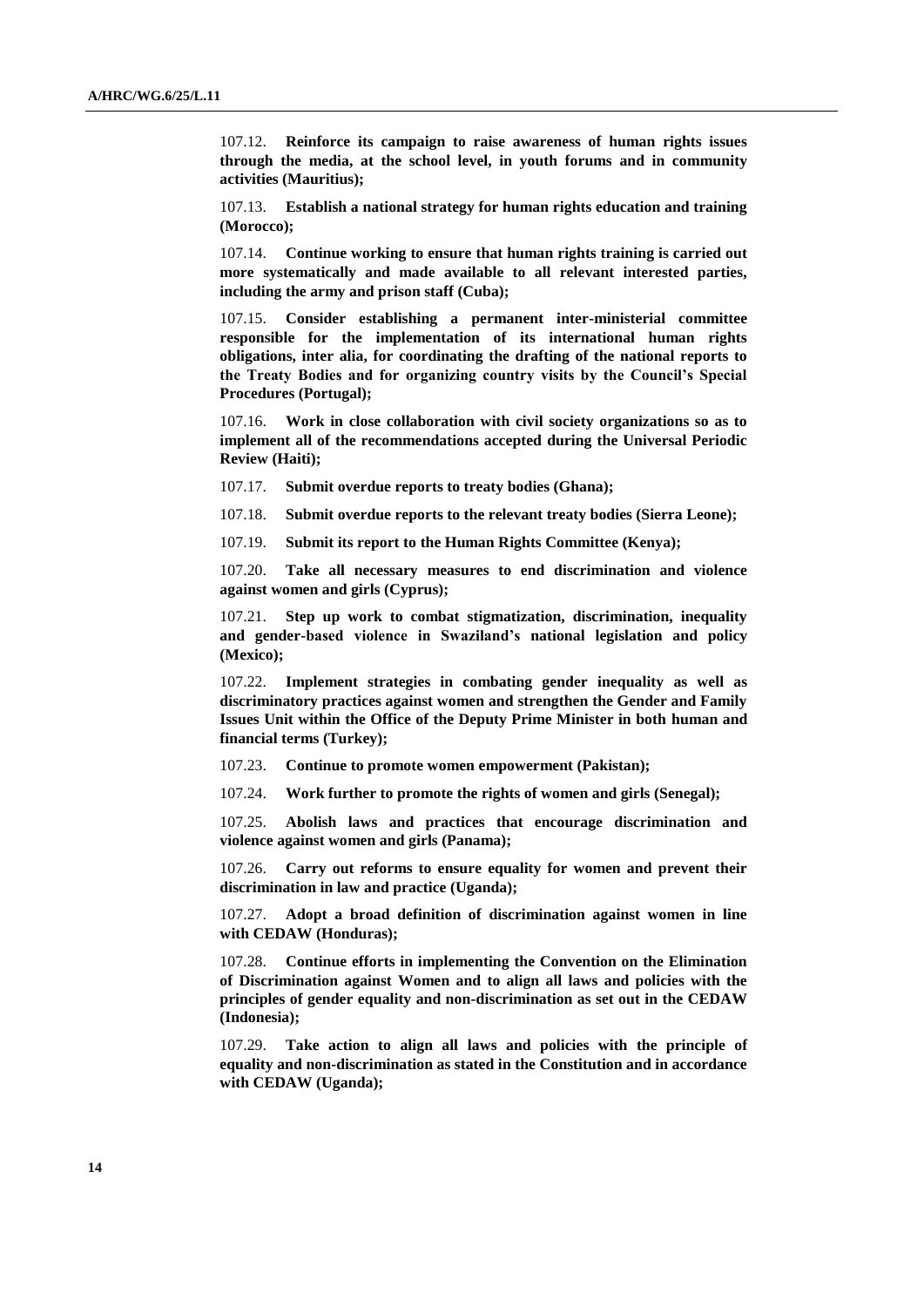107.12. **Reinforce its campaign to raise awareness of human rights issues through the media, at the school level, in youth forums and in community activities (Mauritius);**

107.13. **Establish a national strategy for human rights education and training (Morocco);**

107.14. **Continue working to ensure that human rights training is carried out more systematically and made available to all relevant interested parties, including the army and prison staff (Cuba);**

107.15. **Consider establishing a permanent inter-ministerial committee responsible for the implementation of its international human rights obligations, inter alia, for coordinating the drafting of the national reports to the Treaty Bodies and for organizing country visits by the Council's Special Procedures (Portugal);**

107.16. **Work in close collaboration with civil society organizations so as to implement all of the recommendations accepted during the Universal Periodic Review (Haiti);**

107.17. **Submit overdue reports to treaty bodies (Ghana);**

107.18. **Submit overdue reports to the relevant treaty bodies (Sierra Leone);**

107.19. **Submit its report to the Human Rights Committee (Kenya);**

107.20. **Take all necessary measures to end discrimination and violence against women and girls (Cyprus);**

107.21. **Step up work to combat stigmatization, discrimination, inequality and gender-based violence in Swaziland's national legislation and policy (Mexico);**

107.22. **Implement strategies in combating gender inequality as well as discriminatory practices against women and strengthen the Gender and Family Issues Unit within the Office of the Deputy Prime Minister in both human and financial terms (Turkey);**

107.23. **Continue to promote women empowerment (Pakistan);**

107.24. **Work further to promote the rights of women and girls (Senegal);**

107.25. **Abolish laws and practices that encourage discrimination and violence against women and girls (Panama);**

107.26. **Carry out reforms to ensure equality for women and prevent their discrimination in law and practice (Uganda);**

107.27. **Adopt a broad definition of discrimination against women in line with CEDAW (Honduras);**

107.28. **Continue efforts in implementing the Convention on the Elimination of Discrimination against Women and to align all laws and policies with the principles of gender equality and non-discrimination as set out in the CEDAW (Indonesia);**

107.29. **Take action to align all laws and policies with the principle of equality and non-discrimination as stated in the Constitution and in accordance with CEDAW (Uganda);**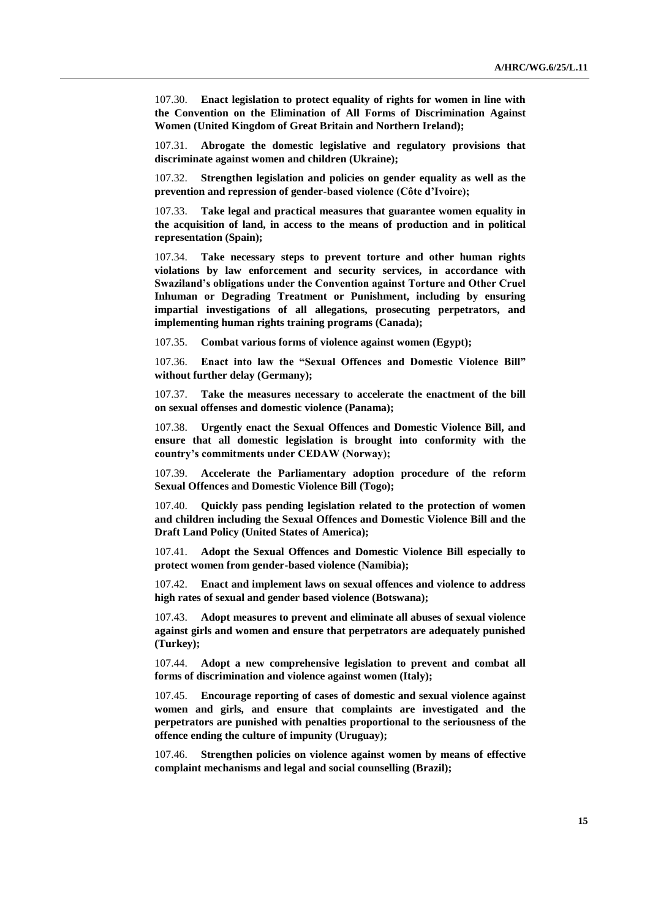107.30. **Enact legislation to protect equality of rights for women in line with the Convention on the Elimination of All Forms of Discrimination Against Women (United Kingdom of Great Britain and Northern Ireland);**

107.31. **Abrogate the domestic legislative and regulatory provisions that discriminate against women and children (Ukraine);**

107.32. **Strengthen legislation and policies on gender equality as well as the prevention and repression of gender-based violence (Côte d'Ivoire);**

107.33. **Take legal and practical measures that guarantee women equality in the acquisition of land, in access to the means of production and in political representation (Spain);**

107.34. **Take necessary steps to prevent torture and other human rights violations by law enforcement and security services, in accordance with Swaziland's obligations under the Convention against Torture and Other Cruel Inhuman or Degrading Treatment or Punishment, including by ensuring impartial investigations of all allegations, prosecuting perpetrators, and implementing human rights training programs (Canada);**

107.35. **Combat various forms of violence against women (Egypt);**

107.36. **Enact into law the "Sexual Offences and Domestic Violence Bill" without further delay (Germany);**

107.37. **Take the measures necessary to accelerate the enactment of the bill on sexual offenses and domestic violence (Panama);**

107.38. **Urgently enact the Sexual Offences and Domestic Violence Bill, and ensure that all domestic legislation is brought into conformity with the country's commitments under CEDAW (Norway);**

107.39. **Accelerate the Parliamentary adoption procedure of the reform Sexual Offences and Domestic Violence Bill (Togo);**

107.40. **Quickly pass pending legislation related to the protection of women and children including the Sexual Offences and Domestic Violence Bill and the Draft Land Policy (United States of America);**

107.41. **Adopt the Sexual Offences and Domestic Violence Bill especially to protect women from gender-based violence (Namibia);**

107.42. **Enact and implement laws on sexual offences and violence to address high rates of sexual and gender based violence (Botswana);**

107.43. **Adopt measures to prevent and eliminate all abuses of sexual violence against girls and women and ensure that perpetrators are adequately punished (Turkey);**

107.44. **Adopt a new comprehensive legislation to prevent and combat all forms of discrimination and violence against women (Italy);**

107.45. **Encourage reporting of cases of domestic and sexual violence against women and girls, and ensure that complaints are investigated and the perpetrators are punished with penalties proportional to the seriousness of the offence ending the culture of impunity (Uruguay);**

107.46. **Strengthen policies on violence against women by means of effective complaint mechanisms and legal and social counselling (Brazil);**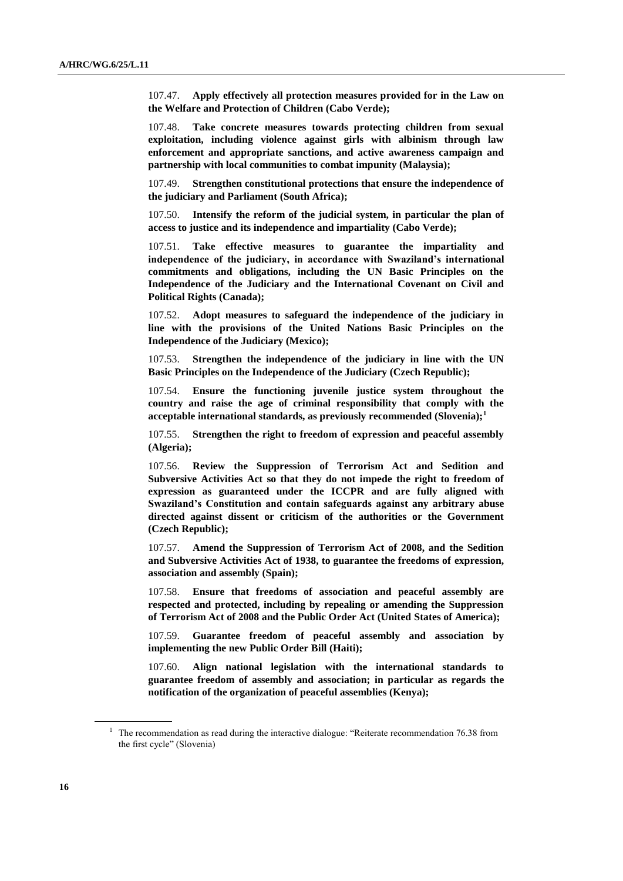107.47. **Apply effectively all protection measures provided for in the Law on the Welfare and Protection of Children (Cabo Verde);**

107.48. **Take concrete measures towards protecting children from sexual exploitation, including violence against girls with albinism through law enforcement and appropriate sanctions, and active awareness campaign and partnership with local communities to combat impunity (Malaysia);**

107.49. **Strengthen constitutional protections that ensure the independence of the judiciary and Parliament (South Africa);**

107.50. **Intensify the reform of the judicial system, in particular the plan of access to justice and its independence and impartiality (Cabo Verde);**

107.51. **Take effective measures to guarantee the impartiality and independence of the judiciary, in accordance with Swaziland's international commitments and obligations, including the UN Basic Principles on the Independence of the Judiciary and the International Covenant on Civil and Political Rights (Canada);**

107.52. **Adopt measures to safeguard the independence of the judiciary in line with the provisions of the United Nations Basic Principles on the Independence of the Judiciary (Mexico);**

107.53. **Strengthen the independence of the judiciary in line with the UN Basic Principles on the Independence of the Judiciary (Czech Republic);**

107.54. **Ensure the functioning juvenile justice system throughout the country and raise the age of criminal responsibility that comply with the acceptable international standards, as previously recommended (Slovenia);**[1]

107.55. **Strengthen the right to freedom of expression and peaceful assembly (Algeria);**

107.56. **Review the Suppression of Terrorism Act and Sedition and Subversive Activities Act so that they do not impede the right to freedom of expression as guaranteed under the ICCPR and are fully aligned with Swaziland's Constitution and contain safeguards against any arbitrary abuse directed against dissent or criticism of the authorities or the Government (Czech Republic);**

107.57. **Amend the Suppression of Terrorism Act of 2008, and the Sedition and Subversive Activities Act of 1938, to guarantee the freedoms of expression, association and assembly (Spain);**

107.58. **Ensure that freedoms of association and peaceful assembly are respected and protected, including by repealing or amending the Suppression of Terrorism Act of 2008 and the Public Order Act (United States of America);**

107.59. **Guarantee freedom of peaceful assembly and association by implementing the new Public Order Bill (Haiti);**

107.60. **Align national legislation with the international standards to guarantee freedom of assembly and association; in particular as regards the notification of the organization of peaceful assemblies (Kenya);**

---

[1] The recommendation as read during the interactive dialogue: "Reiterate recommendation 76.38 from the first cycle" (Slovenia)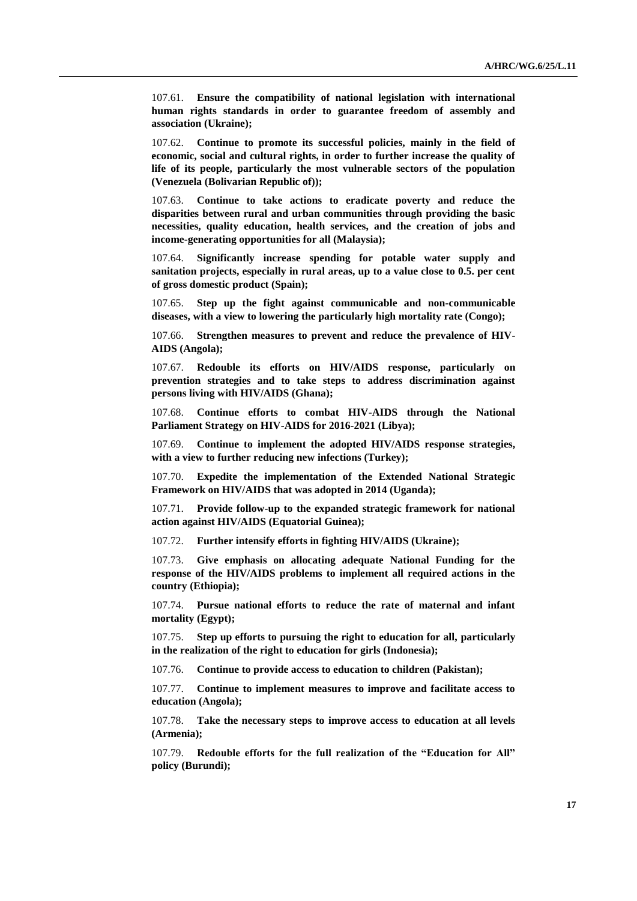107.61. **Ensure the compatibility of national legislation with international human rights standards in order to guarantee freedom of assembly and association (Ukraine);**

107.62. **Continue to promote its successful policies, mainly in the field of economic, social and cultural rights, in order to further increase the quality of life of its people, particularly the most vulnerable sectors of the population (Venezuela (Bolivarian Republic of));**

107.63. **Continue to take actions to eradicate poverty and reduce the disparities between rural and urban communities through providing the basic necessities, quality education, health services, and the creation of jobs and income-generating opportunities for all (Malaysia);**

107.64. **Significantly increase spending for potable water supply and sanitation projects, especially in rural areas, up to a value close to 0.5. per cent of gross domestic product (Spain);**

107.65. **Step up the fight against communicable and non-communicable diseases, with a view to lowering the particularly high mortality rate (Congo);**

107.66. **Strengthen measures to prevent and reduce the prevalence of HIV-AIDS (Angola);**

107.67. **Redouble its efforts on HIV/AIDS response, particularly on prevention strategies and to take steps to address discrimination against persons living with HIV/AIDS (Ghana);**

107.68. **Continue efforts to combat HIV-AIDS through the National Parliament Strategy on HIV-AIDS for 2016-2021 (Libya);**

107.69. **Continue to implement the adopted HIV/AIDS response strategies, with a view to further reducing new infections (Turkey);**

107.70. **Expedite the implementation of the Extended National Strategic Framework on HIV/AIDS that was adopted in 2014 (Uganda);**

107.71. **Provide follow-up to the expanded strategic framework for national action against HIV/AIDS (Equatorial Guinea);**

107.72. **Further intensify efforts in fighting HIV/AIDS (Ukraine);**

107.73. **Give emphasis on allocating adequate National Funding for the response of the HIV/AIDS problems to implement all required actions in the country (Ethiopia);**

107.74. **Pursue national efforts to reduce the rate of maternal and infant mortality (Egypt);**

107.75. **Step up efforts to pursuing the right to education for all, particularly in the realization of the right to education for girls (Indonesia);**

107.76. **Continue to provide access to education to children (Pakistan);**

107.77. **Continue to implement measures to improve and facilitate access to education (Angola);**

107.78. **Take the necessary steps to improve access to education at all levels (Armenia);**

107.79. **Redouble efforts for the full realization of the "Education for All" policy (Burundi);**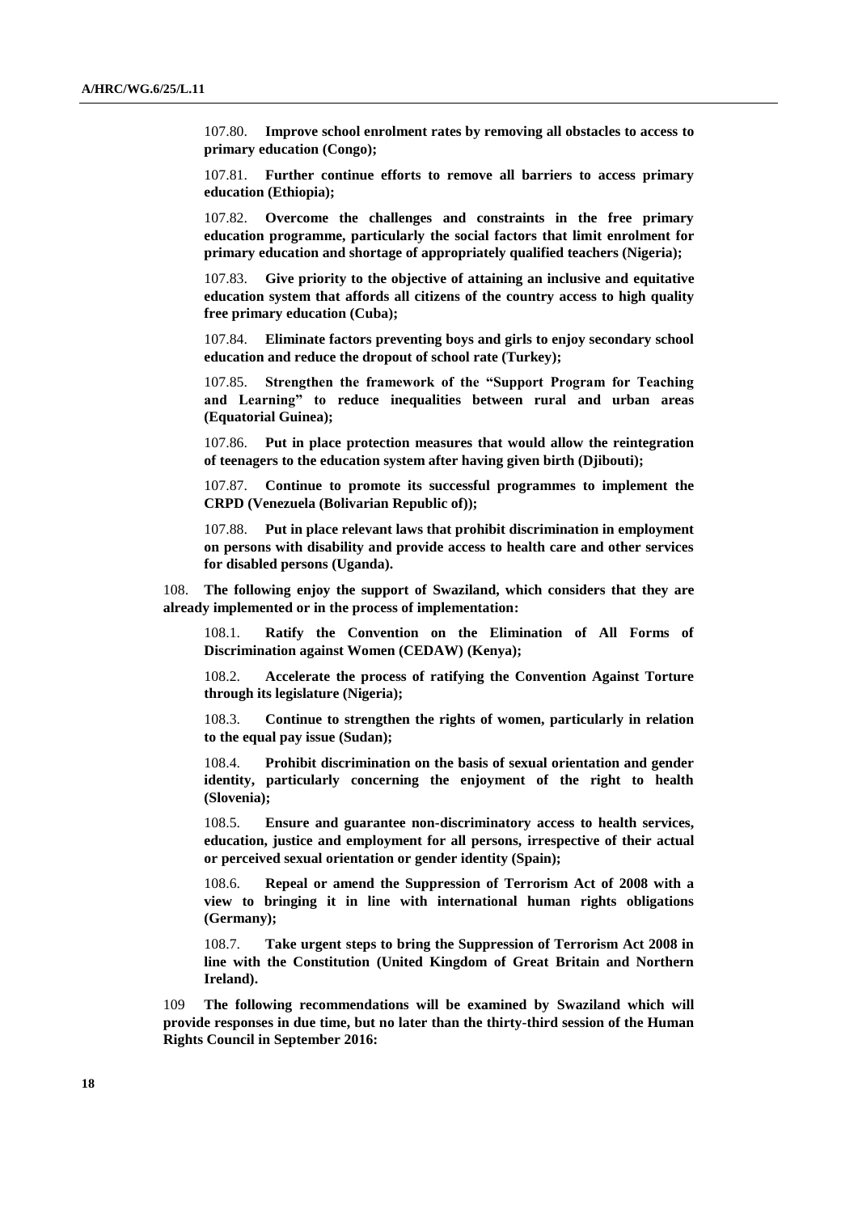107.80. **Improve school enrolment rates by removing all obstacles to access to primary education (Congo);**

107.81. **Further continue efforts to remove all barriers to access primary education (Ethiopia);**

107.82. **Overcome the challenges and constraints in the free primary education programme, particularly the social factors that limit enrolment for primary education and shortage of appropriately qualified teachers (Nigeria);**

107.83. **Give priority to the objective of attaining an inclusive and equitative education system that affords all citizens of the country access to high quality free primary education (Cuba);**

107.84. **Eliminate factors preventing boys and girls to enjoy secondary school education and reduce the dropout of school rate (Turkey);**

107.85. **Strengthen the framework of the "Support Program for Teaching and Learning" to reduce inequalities between rural and urban areas (Equatorial Guinea);**

107.86. **Put in place protection measures that would allow the reintegration of teenagers to the education system after having given birth (Djibouti);**

107.87. **Continue to promote its successful programmes to implement the CRPD (Venezuela (Bolivarian Republic of));**

107.88. **Put in place relevant laws that prohibit discrimination in employment on persons with disability and provide access to health care and other services for disabled persons (Uganda).**

108. **The following enjoy the support of Swaziland, which considers that they are already implemented or in the process of implementation:**

108.1. **Ratify the Convention on the Elimination of All Forms of Discrimination against Women (CEDAW) (Kenya);**

108.2. **Accelerate the process of ratifying the Convention Against Torture through its legislature (Nigeria);**

108.3. **Continue to strengthen the rights of women, particularly in relation to the equal pay issue (Sudan);**

108.4. **Prohibit discrimination on the basis of sexual orientation and gender identity, particularly concerning the enjoyment of the right to health (Slovenia);**

108.5. **Ensure and guarantee non-discriminatory access to health services, education, justice and employment for all persons, irrespective of their actual or perceived sexual orientation or gender identity (Spain);**

108.6. **Repeal or amend the Suppression of Terrorism Act of 2008 with a view to bringing it in line with international human rights obligations (Germany);**

108.7. **Take urgent steps to bring the Suppression of Terrorism Act 2008 in line with the Constitution (United Kingdom of Great Britain and Northern Ireland).**

109 **The following recommendations will be examined by Swaziland which will provide responses in due time, but no later than the thirty-third session of the Human Rights Council in September 2016:**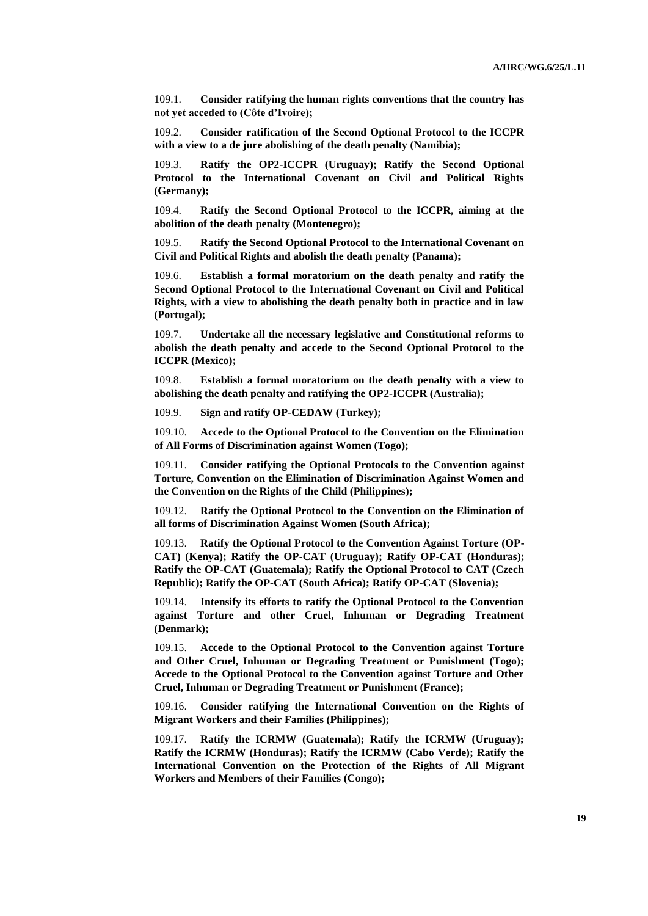109.1. **Consider ratifying the human rights conventions that the country has not yet acceded to (Côte d'Ivoire);**

109.2. **Consider ratification of the Second Optional Protocol to the ICCPR with a view to a de jure abolishing of the death penalty (Namibia);**

109.3. **Ratify the OP2-ICCPR (Uruguay); Ratify the Second Optional Protocol to the International Covenant on Civil and Political Rights (Germany);**

109.4. **Ratify the Second Optional Protocol to the ICCPR, aiming at the abolition of the death penalty (Montenegro);**

109.5. **Ratify the Second Optional Protocol to the International Covenant on Civil and Political Rights and abolish the death penalty (Panama);**

109.6. **Establish a formal moratorium on the death penalty and ratify the Second Optional Protocol to the International Covenant on Civil and Political Rights, with a view to abolishing the death penalty both in practice and in law (Portugal);**

109.7. **Undertake all the necessary legislative and Constitutional reforms to abolish the death penalty and accede to the Second Optional Protocol to the ICCPR (Mexico);**

109.8. **Establish a formal moratorium on the death penalty with a view to abolishing the death penalty and ratifying the OP2-ICCPR (Australia);**

109.9. **Sign and ratify OP-CEDAW (Turkey);**

109.10. **Accede to the Optional Protocol to the Convention on the Elimination of All Forms of Discrimination against Women (Togo);**

109.11. **Consider ratifying the Optional Protocols to the Convention against Torture, Convention on the Elimination of Discrimination Against Women and the Convention on the Rights of the Child (Philippines);**

109.12. **Ratify the Optional Protocol to the Convention on the Elimination of all forms of Discrimination Against Women (South Africa);**

109.13. **Ratify the Optional Protocol to the Convention Against Torture (OP-CAT) (Kenya); Ratify the OP-CAT (Uruguay); Ratify OP-CAT (Honduras); Ratify the OP-CAT (Guatemala); Ratify the Optional Protocol to CAT (Czech Republic); Ratify the OP-CAT (South Africa); Ratify OP-CAT (Slovenia);**

109.14. **Intensify its efforts to ratify the Optional Protocol to the Convention against Torture and other Cruel, Inhuman or Degrading Treatment (Denmark);**

109.15. **Accede to the Optional Protocol to the Convention against Torture and Other Cruel, Inhuman or Degrading Treatment or Punishment (Togo); Accede to the Optional Protocol to the Convention against Torture and Other Cruel, Inhuman or Degrading Treatment or Punishment (France);**

109.16. **Consider ratifying the International Convention on the Rights of Migrant Workers and their Families (Philippines);**

109.17. **Ratify the ICRMW (Guatemala); Ratify the ICRMW (Uruguay); Ratify the ICRMW (Honduras); Ratify the ICRMW (Cabo Verde); Ratify the International Convention on the Protection of the Rights of All Migrant Workers and Members of their Families (Congo);**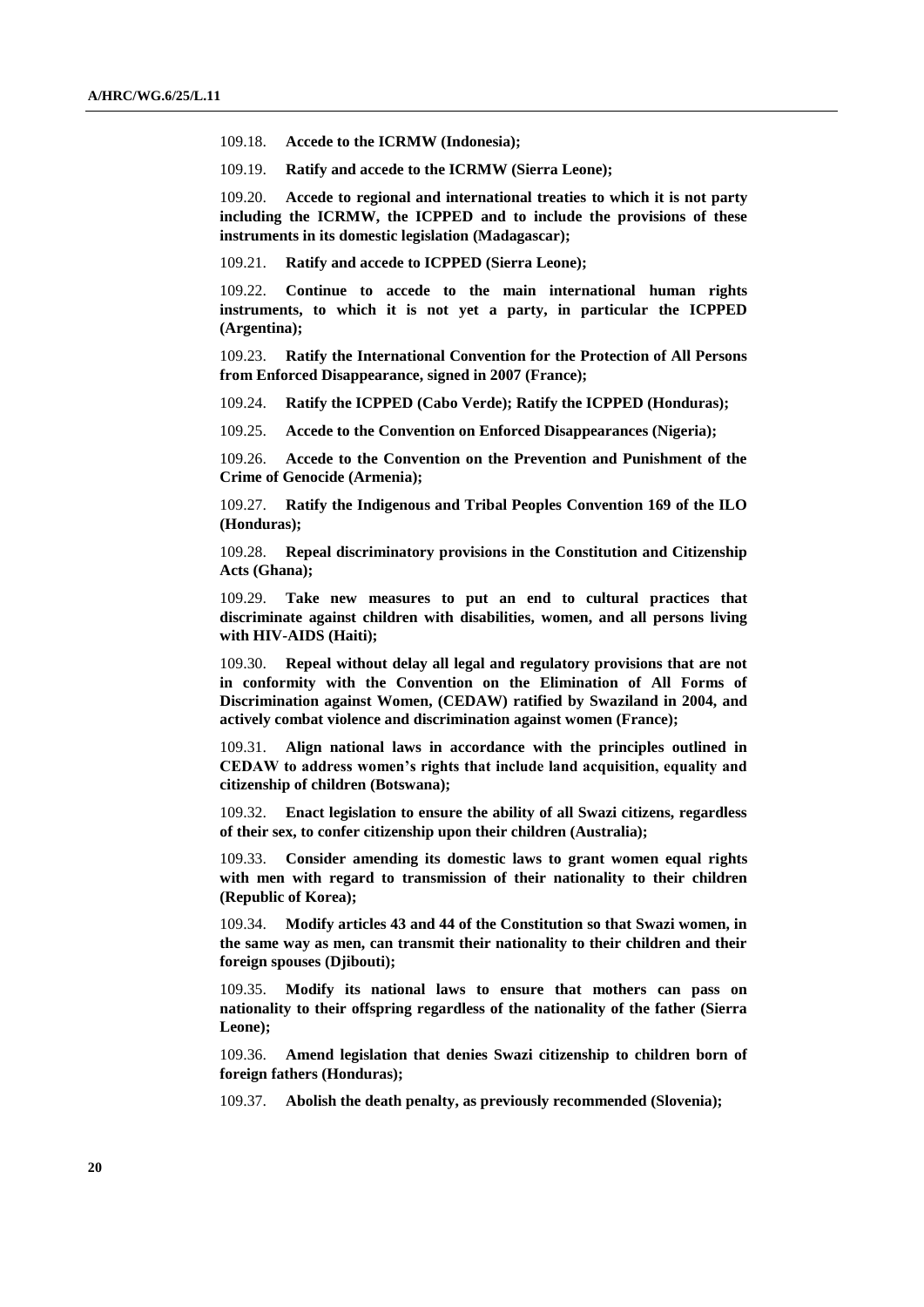109.18. **Accede to the ICRMW (Indonesia);**

109.19. **Ratify and accede to the ICRMW (Sierra Leone);**

109.20. **Accede to regional and international treaties to which it is not party including the ICRMW, the ICPPED and to include the provisions of these instruments in its domestic legislation (Madagascar);**

109.21. **Ratify and accede to ICPPED (Sierra Leone);**

109.22. **Continue to accede to the main international human rights instruments, to which it is not yet a party, in particular the ICPPED (Argentina);**

109.23. **Ratify the International Convention for the Protection of All Persons from Enforced Disappearance, signed in 2007 (France);**

109.24. **Ratify the ICPPED (Cabo Verde); Ratify the ICPPED (Honduras);**

109.25. **Accede to the Convention on Enforced Disappearances (Nigeria);**

109.26. **Accede to the Convention on the Prevention and Punishment of the Crime of Genocide (Armenia);**

109.27. **Ratify the Indigenous and Tribal Peoples Convention 169 of the ILO (Honduras);**

109.28. **Repeal discriminatory provisions in the Constitution and Citizenship Acts (Ghana);**

109.29. **Take new measures to put an end to cultural practices that discriminate against children with disabilities, women, and all persons living with HIV-AIDS (Haiti);**

109.30. **Repeal without delay all legal and regulatory provisions that are not in conformity with the Convention on the Elimination of All Forms of Discrimination against Women, (CEDAW) ratified by Swaziland in 2004, and actively combat violence and discrimination against women (France);**

109.31. **Align national laws in accordance with the principles outlined in CEDAW to address women's rights that include land acquisition, equality and citizenship of children (Botswana);**

109.32. **Enact legislation to ensure the ability of all Swazi citizens, regardless of their sex, to confer citizenship upon their children (Australia);**

109.33. **Consider amending its domestic laws to grant women equal rights with men with regard to transmission of their nationality to their children (Republic of Korea);**

109.34. **Modify articles 43 and 44 of the Constitution so that Swazi women, in the same way as men, can transmit their nationality to their children and their foreign spouses (Djibouti);**

109.35. **Modify its national laws to ensure that mothers can pass on nationality to their offspring regardless of the nationality of the father (Sierra Leone);**

109.36. **Amend legislation that denies Swazi citizenship to children born of foreign fathers (Honduras);**

109.37. **Abolish the death penalty, as previously recommended (Slovenia);**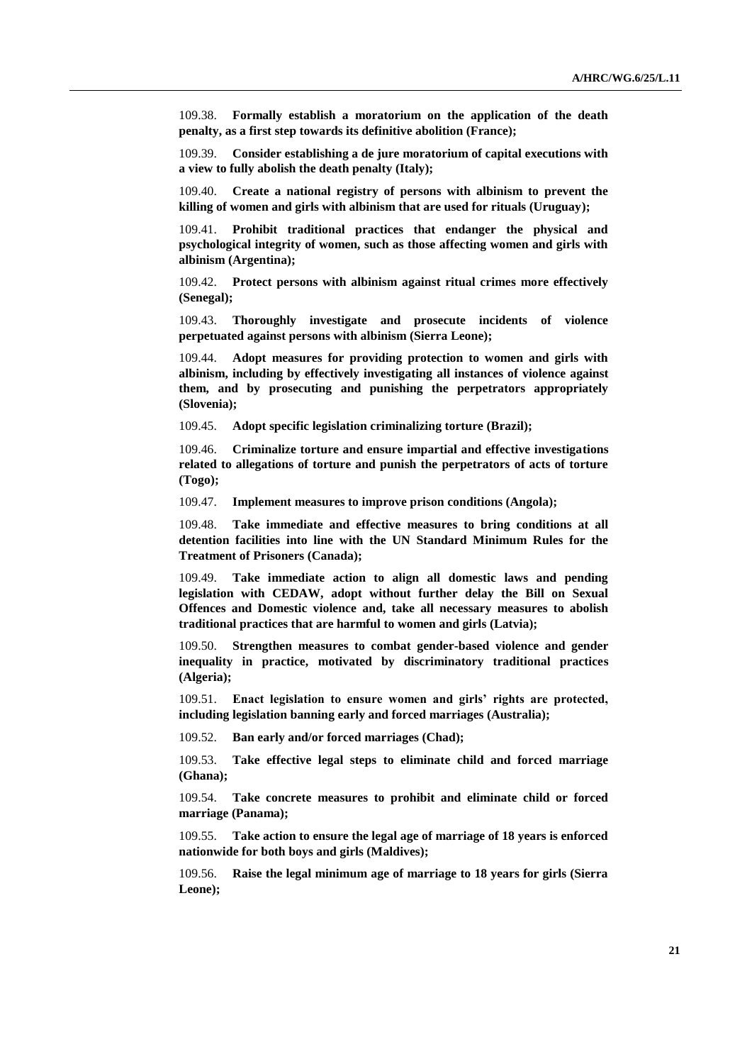109.38. **Formally establish a moratorium on the application of the death penalty, as a first step towards its definitive abolition (France);**

109.39. **Consider establishing a de jure moratorium of capital executions with a view to fully abolish the death penalty (Italy);**

109.40. **Create a national registry of persons with albinism to prevent the killing of women and girls with albinism that are used for rituals (Uruguay);**

109.41. **Prohibit traditional practices that endanger the physical and psychological integrity of women, such as those affecting women and girls with albinism (Argentina);**

109.42. **Protect persons with albinism against ritual crimes more effectively (Senegal);**

109.43. **Thoroughly investigate and prosecute incidents of violence perpetuated against persons with albinism (Sierra Leone);**

109.44. **Adopt measures for providing protection to women and girls with albinism, including by effectively investigating all instances of violence against them, and by prosecuting and punishing the perpetrators appropriately (Slovenia);**

109.45. **Adopt specific legislation criminalizing torture (Brazil);**

109.46. **Criminalize torture and ensure impartial and effective investigations related to allegations of torture and punish the perpetrators of acts of torture (Togo);**

109.47. **Implement measures to improve prison conditions (Angola);**

109.48. **Take immediate and effective measures to bring conditions at all detention facilities into line with the UN Standard Minimum Rules for the Treatment of Prisoners (Canada);**

109.49. **Take immediate action to align all domestic laws and pending legislation with CEDAW, adopt without further delay the Bill on Sexual Offences and Domestic violence and, take all necessary measures to abolish traditional practices that are harmful to women and girls (Latvia);**

109.50. **Strengthen measures to combat gender-based violence and gender inequality in practice, motivated by discriminatory traditional practices (Algeria);**

109.51. **Enact legislation to ensure women and girls' rights are protected, including legislation banning early and forced marriages (Australia);**

109.52. **Ban early and/or forced marriages (Chad);**

109.53. **Take effective legal steps to eliminate child and forced marriage (Ghana);**

109.54. **Take concrete measures to prohibit and eliminate child or forced marriage (Panama);**

109.55. **Take action to ensure the legal age of marriage of 18 years is enforced nationwide for both boys and girls (Maldives);**

109.56. **Raise the legal minimum age of marriage to 18 years for girls (Sierra Leone);**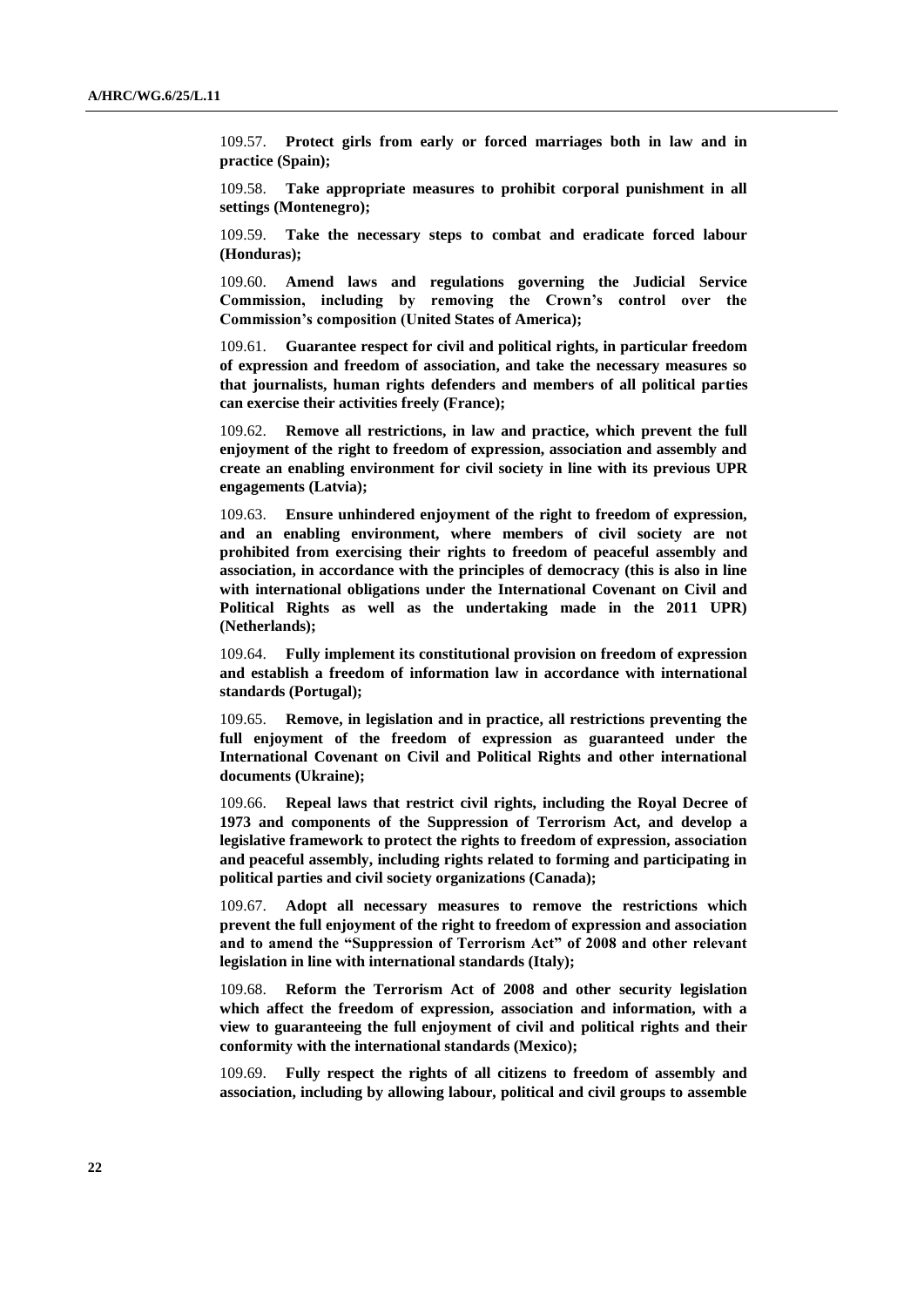109.57. **Protect girls from early or forced marriages both in law and in practice (Spain);**

109.58. **Take appropriate measures to prohibit corporal punishment in all settings (Montenegro);**

109.59. **Take the necessary steps to combat and eradicate forced labour (Honduras);**

109.60. **Amend laws and regulations governing the Judicial Service Commission, including by removing the Crown's control over the Commission's composition (United States of America);**

109.61. **Guarantee respect for civil and political rights, in particular freedom of expression and freedom of association, and take the necessary measures so that journalists, human rights defenders and members of all political parties can exercise their activities freely (France);**

109.62. **Remove all restrictions, in law and practice, which prevent the full enjoyment of the right to freedom of expression, association and assembly and create an enabling environment for civil society in line with its previous UPR engagements (Latvia);**

109.63. **Ensure unhindered enjoyment of the right to freedom of expression, and an enabling environment, where members of civil society are not prohibited from exercising their rights to freedom of peaceful assembly and association, in accordance with the principles of democracy (this is also in line with international obligations under the International Covenant on Civil and Political Rights as well as the undertaking made in the 2011 UPR) (Netherlands);**

109.64. **Fully implement its constitutional provision on freedom of expression and establish a freedom of information law in accordance with international standards (Portugal);**

109.65. **Remove, in legislation and in practice, all restrictions preventing the full enjoyment of the freedom of expression as guaranteed under the International Covenant on Civil and Political Rights and other international documents (Ukraine);**

109.66. **Repeal laws that restrict civil rights, including the Royal Decree of 1973 and components of the Suppression of Terrorism Act, and develop a legislative framework to protect the rights to freedom of expression, association and peaceful assembly, including rights related to forming and participating in political parties and civil society organizations (Canada);**

109.67. **Adopt all necessary measures to remove the restrictions which prevent the full enjoyment of the right to freedom of expression and association and to amend the "Suppression of Terrorism Act" of 2008 and other relevant legislation in line with international standards (Italy);**

109.68. **Reform the Terrorism Act of 2008 and other security legislation which affect the freedom of expression, association and information, with a view to guaranteeing the full enjoyment of civil and political rights and their conformity with the international standards (Mexico);**

109.69. **Fully respect the rights of all citizens to freedom of assembly and association, including by allowing labour, political and civil groups to assemble**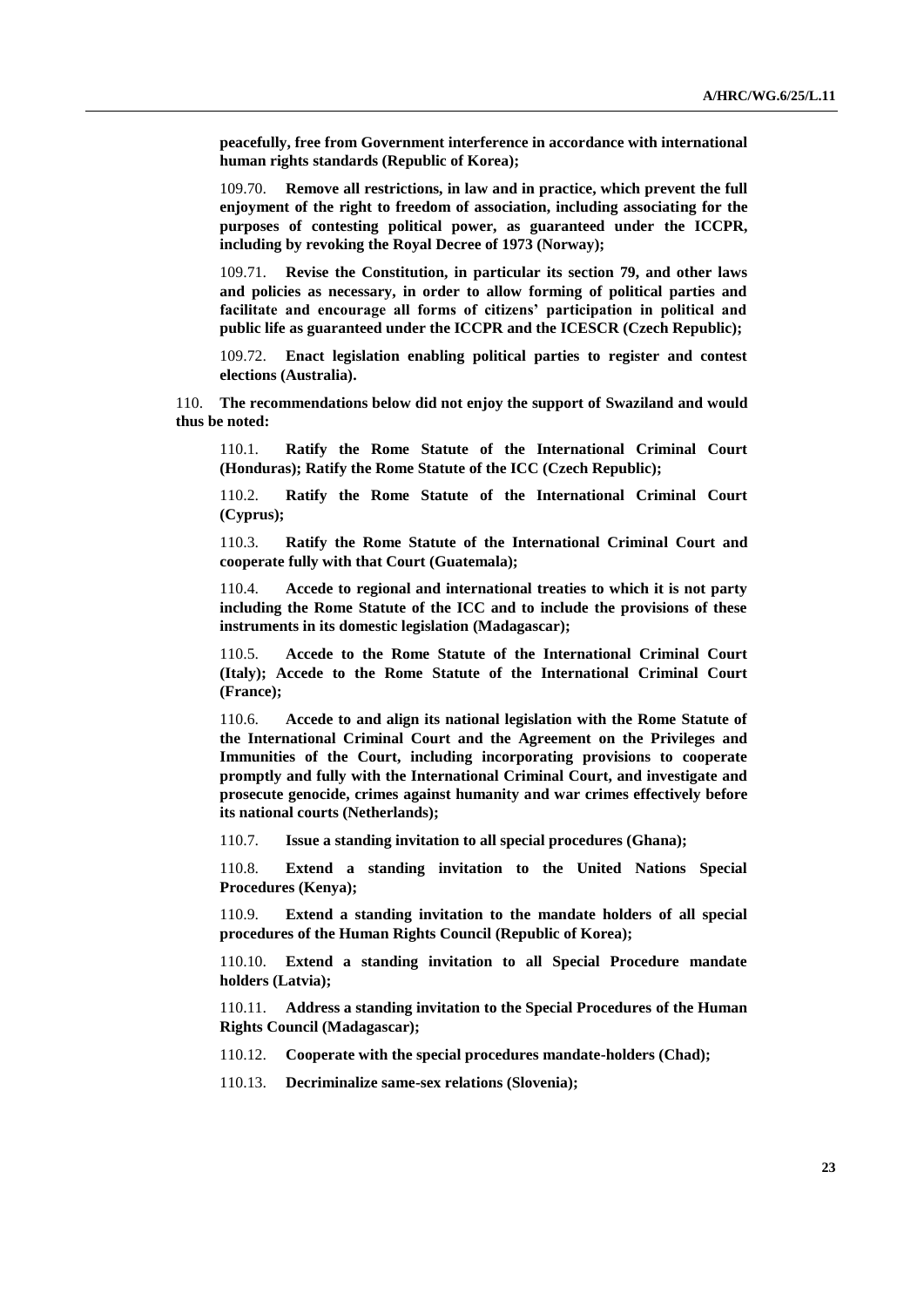**peacefully, free from Government interference in accordance with international human rights standards (Republic of Korea);**

109.70. **Remove all restrictions, in law and in practice, which prevent the full enjoyment of the right to freedom of association, including associating for the purposes of contesting political power, as guaranteed under the ICCPR, including by revoking the Royal Decree of 1973 (Norway);**

109.71. **Revise the Constitution, in particular its section 79, and other laws and policies as necessary, in order to allow forming of political parties and facilitate and encourage all forms of citizens' participation in political and public life as guaranteed under the ICCPR and the ICESCR (Czech Republic);**

109.72. **Enact legislation enabling political parties to register and contest elections (Australia).**

110. **The recommendations below did not enjoy the support of Swaziland and would thus be noted:**

110.1. **Ratify the Rome Statute of the International Criminal Court (Honduras); Ratify the Rome Statute of the ICC (Czech Republic);**

110.2. **Ratify the Rome Statute of the International Criminal Court (Cyprus);**

110.3. **Ratify the Rome Statute of the International Criminal Court and cooperate fully with that Court (Guatemala);**

110.4. **Accede to regional and international treaties to which it is not party including the Rome Statute of the ICC and to include the provisions of these instruments in its domestic legislation (Madagascar);**

110.5. **Accede to the Rome Statute of the International Criminal Court (Italy); Accede to the Rome Statute of the International Criminal Court (France);**

110.6. **Accede to and align its national legislation with the Rome Statute of the International Criminal Court and the Agreement on the Privileges and Immunities of the Court, including incorporating provisions to cooperate promptly and fully with the International Criminal Court, and investigate and prosecute genocide, crimes against humanity and war crimes effectively before its national courts (Netherlands);**

110.7. **Issue a standing invitation to all special procedures (Ghana);**

110.8. **Extend a standing invitation to the United Nations Special Procedures (Kenya);**

110.9. **Extend a standing invitation to the mandate holders of all special procedures of the Human Rights Council (Republic of Korea);**

110.10. **Extend a standing invitation to all Special Procedure mandate holders (Latvia);**

110.11. **Address a standing invitation to the Special Procedures of the Human Rights Council (Madagascar);**

110.12. **Cooperate with the special procedures mandate-holders (Chad);**

110.13. **Decriminalize same-sex relations (Slovenia);**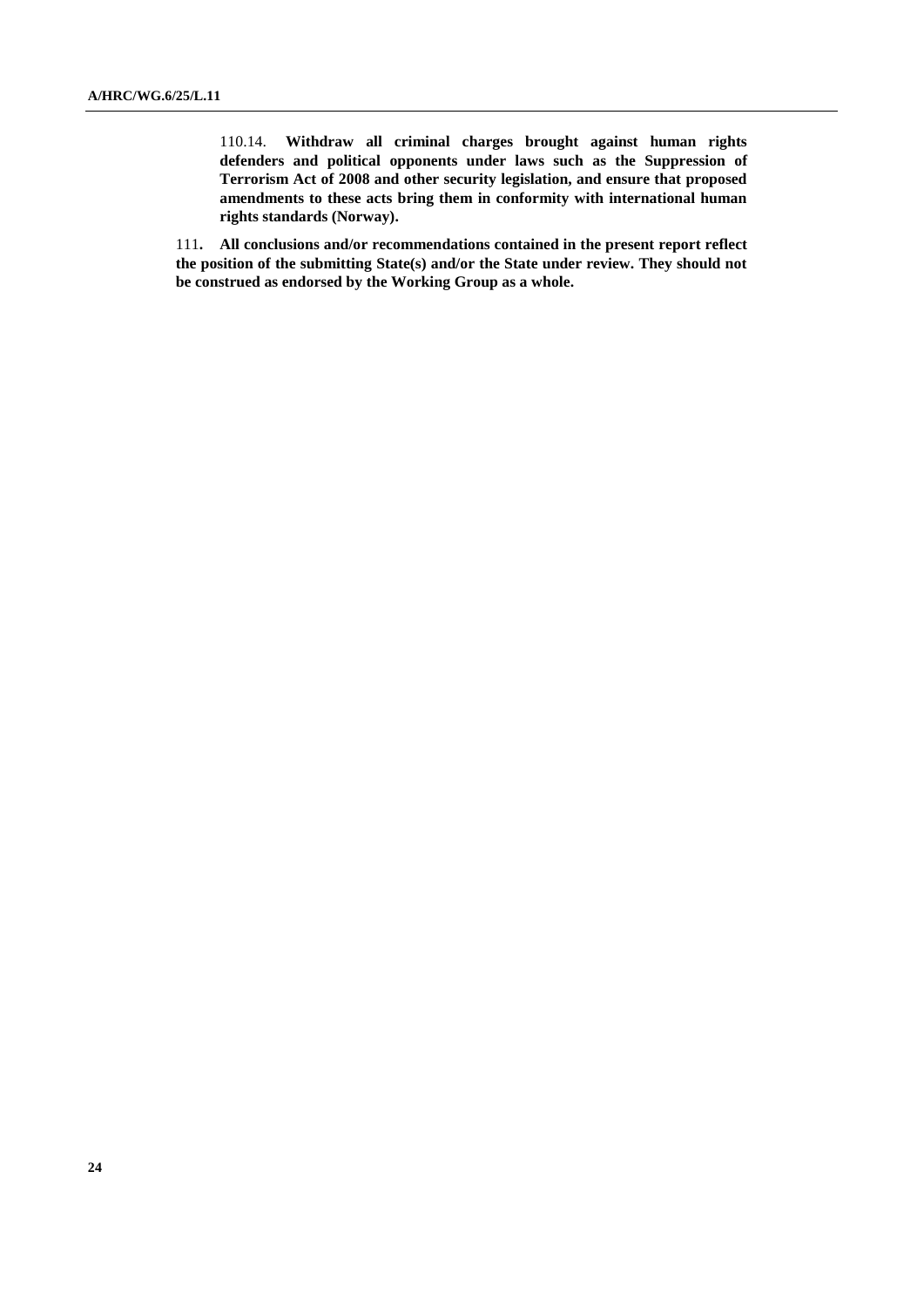110.14. **Withdraw all criminal charges brought against human rights defenders and political opponents under laws such as the Suppression of Terrorism Act of 2008 and other security legislation, and ensure that proposed amendments to these acts bring them in conformity with international human rights standards (Norway).**

111**. All conclusions and/or recommendations contained in the present report reflect the position of the submitting State(s) and/or the State under review. They should not be construed as endorsed by the Working Group as a whole.**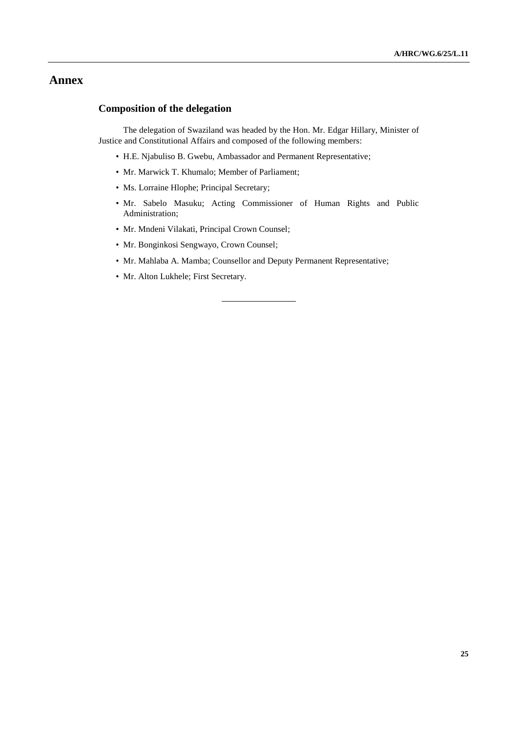# Annex

## Composition of the delegation

The delegation of Swaziland was headed by the Hon. Mr. Edgar Hillary, Minister of Justice and Constitutional Affairs and composed of the following members:

- H.E. Njabuliso B. Gwebu, Ambassador and Permanent Representative;
- Mr. Marwick T. Khumalo; Member of Parliament;
- Ms. Lorraine Hlophe; Principal Secretary;
- Mr. Sabelo Masuku; Acting Commissioner of Human Rights and Public Administration;
- Mr. Mndeni Vilakati, Principal Crown Counsel;
- Mr. Bonginkosi Sengwayo, Crown Counsel;
- Mr. Mahlaba A. Mamba; Counsellor and Deputy Permanent Representative;
- Mr. Alton Lukhele; First Secretary.